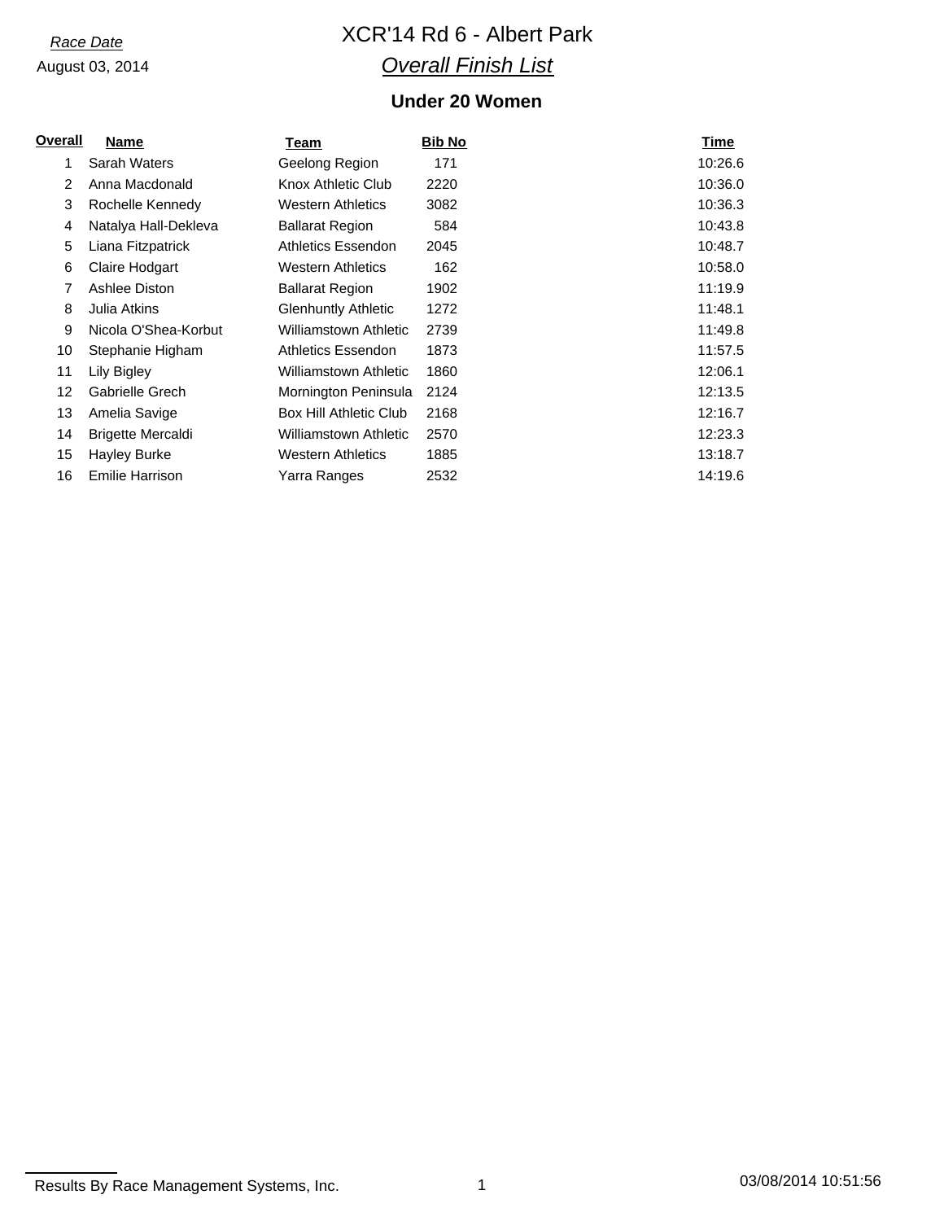*Race Date*

August 03, 2014

# XCR'14 Rd 6 - Albert Park

## *Overall Finish List*

### Under 20 Women

| Overall | Name | Team | Bib No | Time |
|---|---|---|---|---|
| 1 | Sarah Waters | Geelong Region | 171 | 10:26.6 |
| 2 | Anna Macdonald | Knox Athletic Club | 2220 | 10:36.0 |
| 3 | Rochelle Kennedy | Western Athletics | 3082 | 10:36.3 |
| 4 | Natalya Hall-Dekleva | Ballarat Region | 584 | 10:43.8 |
| 5 | Liana Fitzpatrick | Athletics Essendon | 2045 | 10:48.7 |
| 6 | Claire Hodgart | Western Athletics | 162 | 10:58.0 |
| 7 | Ashlee Diston | Ballarat Region | 1902 | 11:19.9 |
| 8 | Julia Atkins | Glenhuntly Athletic | 1272 | 11:48.1 |
| 9 | Nicola O'Shea-Korbut | Williamstown Athletic | 2739 | 11:49.8 |
| 10 | Stephanie Higham | Athletics Essendon | 1873 | 11:57.5 |
| 11 | Lily Bigley | Williamstown Athletic | 1860 | 12:06.1 |
| 12 | Gabrielle Grech | Mornington Peninsula | 2124 | 12:13.5 |
| 13 | Amelia Savige | Box Hill Athletic Club | 2168 | 12:16.7 |
| 14 | Brigette Mercaldi | Williamstown Athletic | 2570 | 12:23.3 |
| 15 | Hayley Burke | Western Athletics | 1885 | 13:18.7 |
| 16 | Emilie Harrison | Yarra Ranges | 2532 | 14:19.6 |

Results By Race Management Systems, Inc. 03/08/2014 10:51:56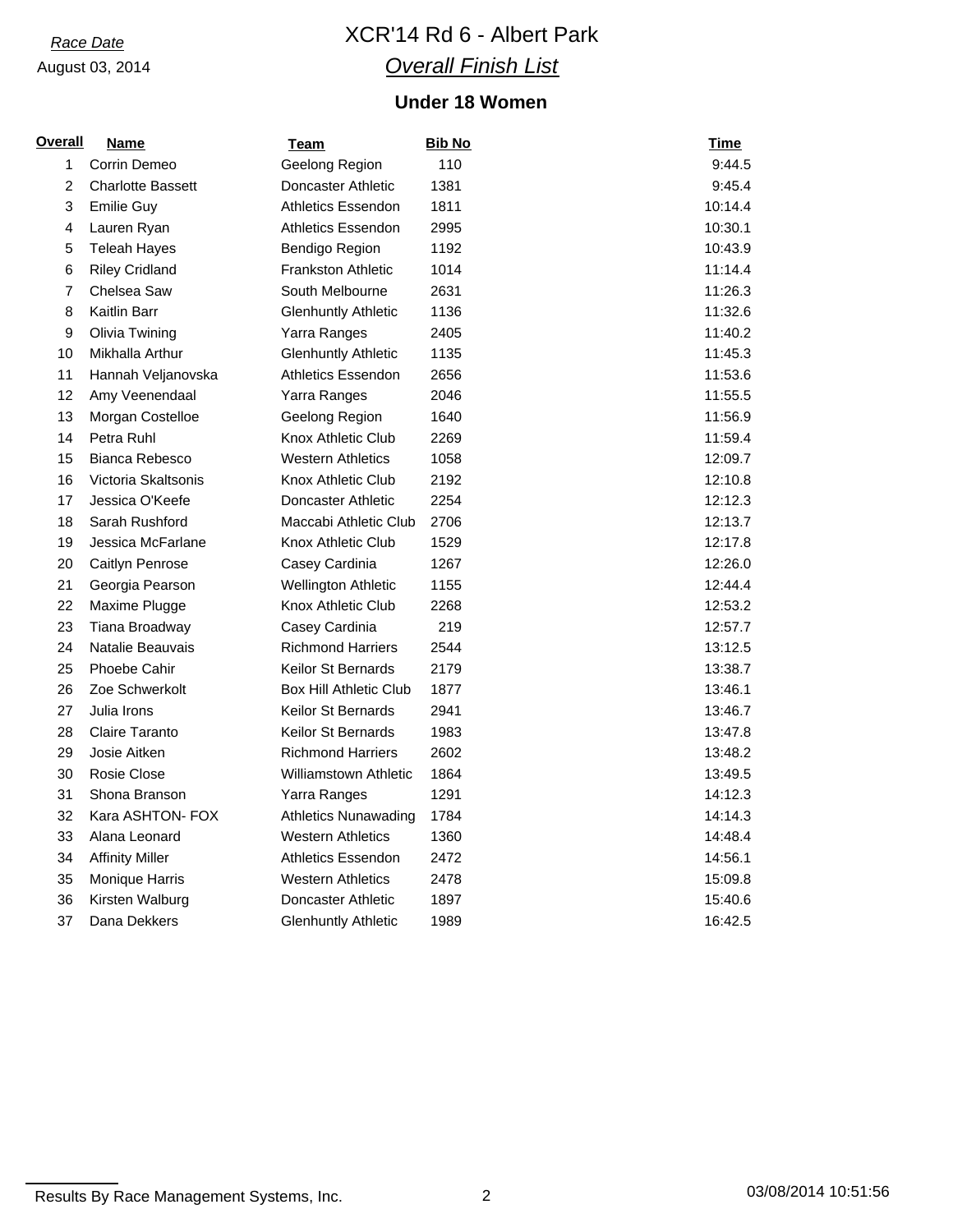*Race Date*

August 03, 2014

# XCR'14 Rd 6 - Albert Park

## *Overall Finish List*

### Under 18 Women

| Overall | Name | Team | Bib No | Time |
|---|---|---|---|---|
| 1 | Corrin Demeo | Geelong Region | 110 | 9:44.5 |
| 2 | Charlotte Bassett | Doncaster Athletic | 1381 | 9:45.4 |
| 3 | Emilie Guy | Athletics Essendon | 1811 | 10:14.4 |
| 4 | Lauren Ryan | Athletics Essendon | 2995 | 10:30.1 |
| 5 | Teleah Hayes | Bendigo Region | 1192 | 10:43.9 |
| 6 | Riley Cridland | Frankston Athletic | 1014 | 11:14.4 |
| 7 | Chelsea Saw | South Melbourne | 2631 | 11:26.3 |
| 8 | Kaitlin Barr | Glenhuntly Athletic | 1136 | 11:32.6 |
| 9 | Olivia Twining | Yarra Ranges | 2405 | 11:40.2 |
| 10 | Mikhalla Arthur | Glenhuntly Athletic | 1135 | 11:45.3 |
| 11 | Hannah Veljanovska | Athletics Essendon | 2656 | 11:53.6 |
| 12 | Amy Veenendaal | Yarra Ranges | 2046 | 11:55.5 |
| 13 | Morgan Costelloe | Geelong Region | 1640 | 11:56.9 |
| 14 | Petra Ruhl | Knox Athletic Club | 2269 | 11:59.4 |
| 15 | Bianca Rebesco | Western Athletics | 1058 | 12:09.7 |
| 16 | Victoria Skaltsonis | Knox Athletic Club | 2192 | 12:10.8 |
| 17 | Jessica O'Keefe | Doncaster Athletic | 2254 | 12:12.3 |
| 18 | Sarah Rushford | Maccabi Athletic Club | 2706 | 12:13.7 |
| 19 | Jessica McFarlane | Knox Athletic Club | 1529 | 12:17.8 |
| 20 | Caitlyn Penrose | Casey Cardinia | 1267 | 12:26.0 |
| 21 | Georgia Pearson | Wellington Athletic | 1155 | 12:44.4 |
| 22 | Maxime Plugge | Knox Athletic Club | 2268 | 12:53.2 |
| 23 | Tiana Broadway | Casey Cardinia | 219 | 12:57.7 |
| 24 | Natalie Beauvais | Richmond Harriers | 2544 | 13:12.5 |
| 25 | Phoebe Cahir | Keilor St Bernards | 2179 | 13:38.7 |
| 26 | Zoe Schwerkolt | Box Hill Athletic Club | 1877 | 13:46.1 |
| 27 | Julia Irons | Keilor St Bernards | 2941 | 13:46.7 |
| 28 | Claire Taranto | Keilor St Bernards | 1983 | 13:47.8 |
| 29 | Josie Aitken | Richmond Harriers | 2602 | 13:48.2 |
| 30 | Rosie Close | Williamstown Athletic | 1864 | 13:49.5 |
| 31 | Shona Branson | Yarra Ranges | 1291 | 14:12.3 |
| 32 | Kara ASHTON- FOX | Athletics Nunawading | 1784 | 14:14.3 |
| 33 | Alana Leonard | Western Athletics | 1360 | 14:48.4 |
| 34 | Affinity Miller | Athletics Essendon | 2472 | 14:56.1 |
| 35 | Monique Harris | Western Athletics | 2478 | 15:09.8 |
| 36 | Kirsten Walburg | Doncaster Athletic | 1897 | 15:40.6 |
| 37 | Dana Dekkers | Glenhuntly Athletic | 1989 | 16:42.5 |

Results By Race Management Systems, Inc. 03/08/2014 10:51:56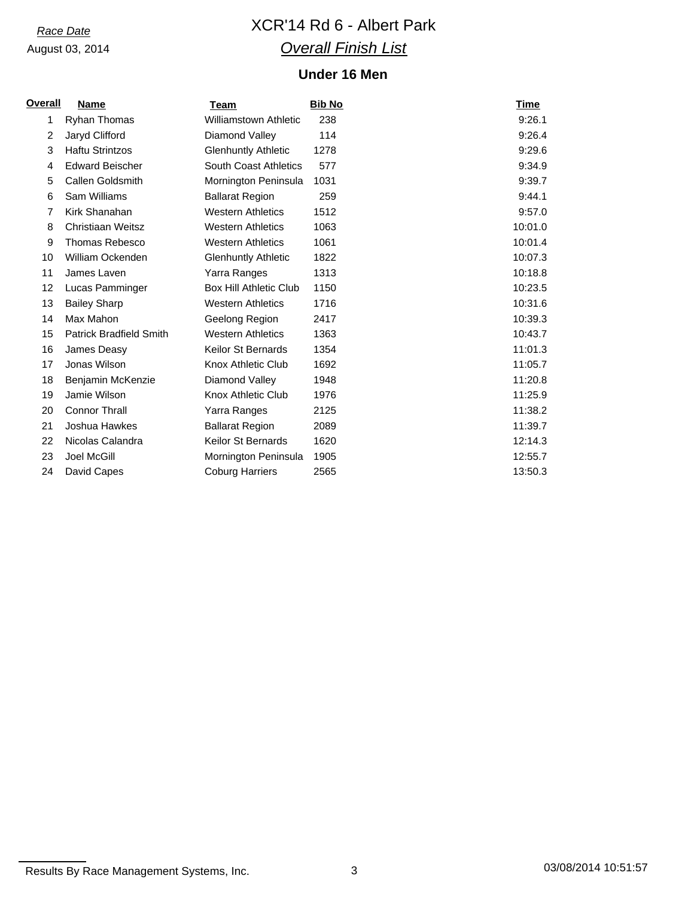*Race Date*

August 03, 2014

# XCR'14 Rd 6 - Albert Park

## *Overall Finish List*

### Under 16 Men

| Overall | Name | Team | Bib No | Time |
|---|---|---|---|---|
| 1 | Ryhan Thomas | Williamstown Athletic | 238 | 9:26.1 |
| 2 | Jaryd Clifford | Diamond Valley | 114 | 9:26.4 |
| 3 | Haftu Strintzos | Glenhuntly Athletic | 1278 | 9:29.6 |
| 4 | Edward Beischer | South Coast Athletics | 577 | 9:34.9 |
| 5 | Callen Goldsmith | Mornington Peninsula | 1031 | 9:39.7 |
| 6 | Sam Williams | Ballarat Region | 259 | 9:44.1 |
| 7 | Kirk Shanahan | Western Athletics | 1512 | 9:57.0 |
| 8 | Christiaan Weitsz | Western Athletics | 1063 | 10:01.0 |
| 9 | Thomas Rebesco | Western Athletics | 1061 | 10:01.4 |
| 10 | William Ockenden | Glenhuntly Athletic | 1822 | 10:07.3 |
| 11 | James Laven | Yarra Ranges | 1313 | 10:18.8 |
| 12 | Lucas Pamminger | Box Hill Athletic Club | 1150 | 10:23.5 |
| 13 | Bailey Sharp | Western Athletics | 1716 | 10:31.6 |
| 14 | Max Mahon | Geelong Region | 2417 | 10:39.3 |
| 15 | Patrick Bradfield Smith | Western Athletics | 1363 | 10:43.7 |
| 16 | James Deasy | Keilor St Bernards | 1354 | 11:01.3 |
| 17 | Jonas Wilson | Knox Athletic Club | 1692 | 11:05.7 |
| 18 | Benjamin McKenzie | Diamond Valley | 1948 | 11:20.8 |
| 19 | Jamie Wilson | Knox Athletic Club | 1976 | 11:25.9 |
| 20 | Connor Thrall | Yarra Ranges | 2125 | 11:38.2 |
| 21 | Joshua Hawkes | Ballarat Region | 2089 | 11:39.7 |
| 22 | Nicolas Calandra | Keilor St Bernards | 1620 | 12:14.3 |
| 23 | Joel McGill | Mornington Peninsula | 1905 | 12:55.7 |
| 24 | David Capes | Coburg Harriers | 2565 | 13:50.3 |

Results By Race Management Systems, Inc. 03/08/2014 10:51:57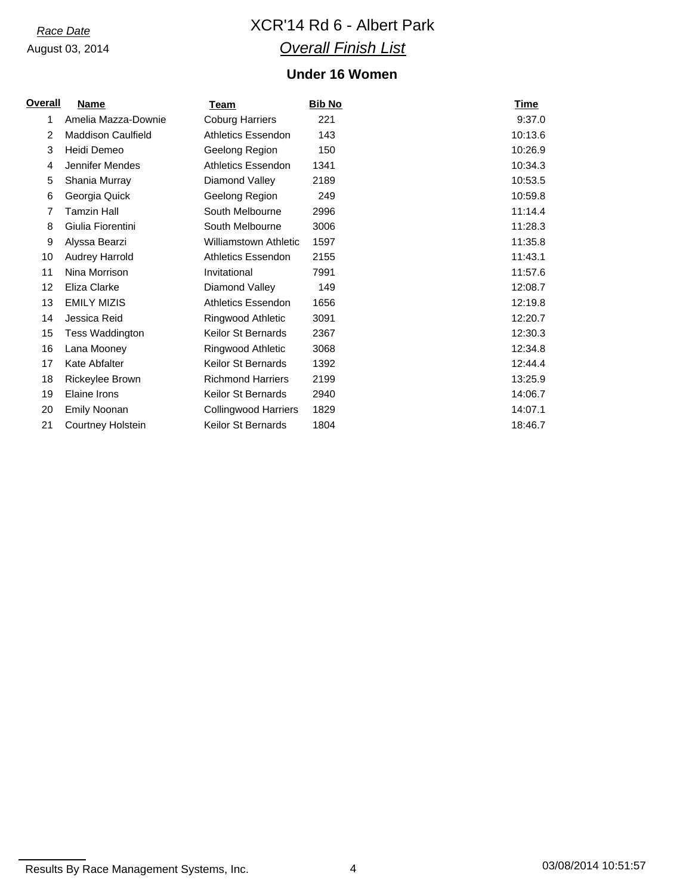*Race Date*

August 03, 2014

# XCR'14 Rd 6 - Albert Park

## *Overall Finish List*

### Under 16 Women

| Overall | Name | Team | Bib No | Time |
|---|---|---|---|---|
| 1 | Amelia Mazza-Downie | Coburg Harriers | 221 | 9:37.0 |
| 2 | Maddison Caulfield | Athletics Essendon | 143 | 10:13.6 |
| 3 | Heidi Demeo | Geelong Region | 150 | 10:26.9 |
| 4 | Jennifer Mendes | Athletics Essendon | 1341 | 10:34.3 |
| 5 | Shania Murray | Diamond Valley | 2189 | 10:53.5 |
| 6 | Georgia Quick | Geelong Region | 249 | 10:59.8 |
| 7 | Tamzin Hall | South Melbourne | 2996 | 11:14.4 |
| 8 | Giulia Fiorentini | South Melbourne | 3006 | 11:28.3 |
| 9 | Alyssa Bearzi | Williamstown Athletic | 1597 | 11:35.8 |
| 10 | Audrey Harrold | Athletics Essendon | 2155 | 11:43.1 |
| 11 | Nina Morrison | Invitational | 7991 | 11:57.6 |
| 12 | Eliza Clarke | Diamond Valley | 149 | 12:08.7 |
| 13 | EMILY MIZIS | Athletics Essendon | 1656 | 12:19.8 |
| 14 | Jessica Reid | Ringwood Athletic | 3091 | 12:20.7 |
| 15 | Tess Waddington | Keilor St Bernards | 2367 | 12:30.3 |
| 16 | Lana Mooney | Ringwood Athletic | 3068 | 12:34.8 |
| 17 | Kate Abfalter | Keilor St Bernards | 1392 | 12:44.4 |
| 18 | Rickeylee Brown | Richmond Harriers | 2199 | 13:25.9 |
| 19 | Elaine Irons | Keilor St Bernards | 2940 | 14:06.7 |
| 20 | Emily Noonan | Collingwood Harriers | 1829 | 14:07.1 |
| 21 | Courtney Holstein | Keilor St Bernards | 1804 | 18:46.7 |

Results By Race Management Systems, Inc. 03/08/2014 10:51:57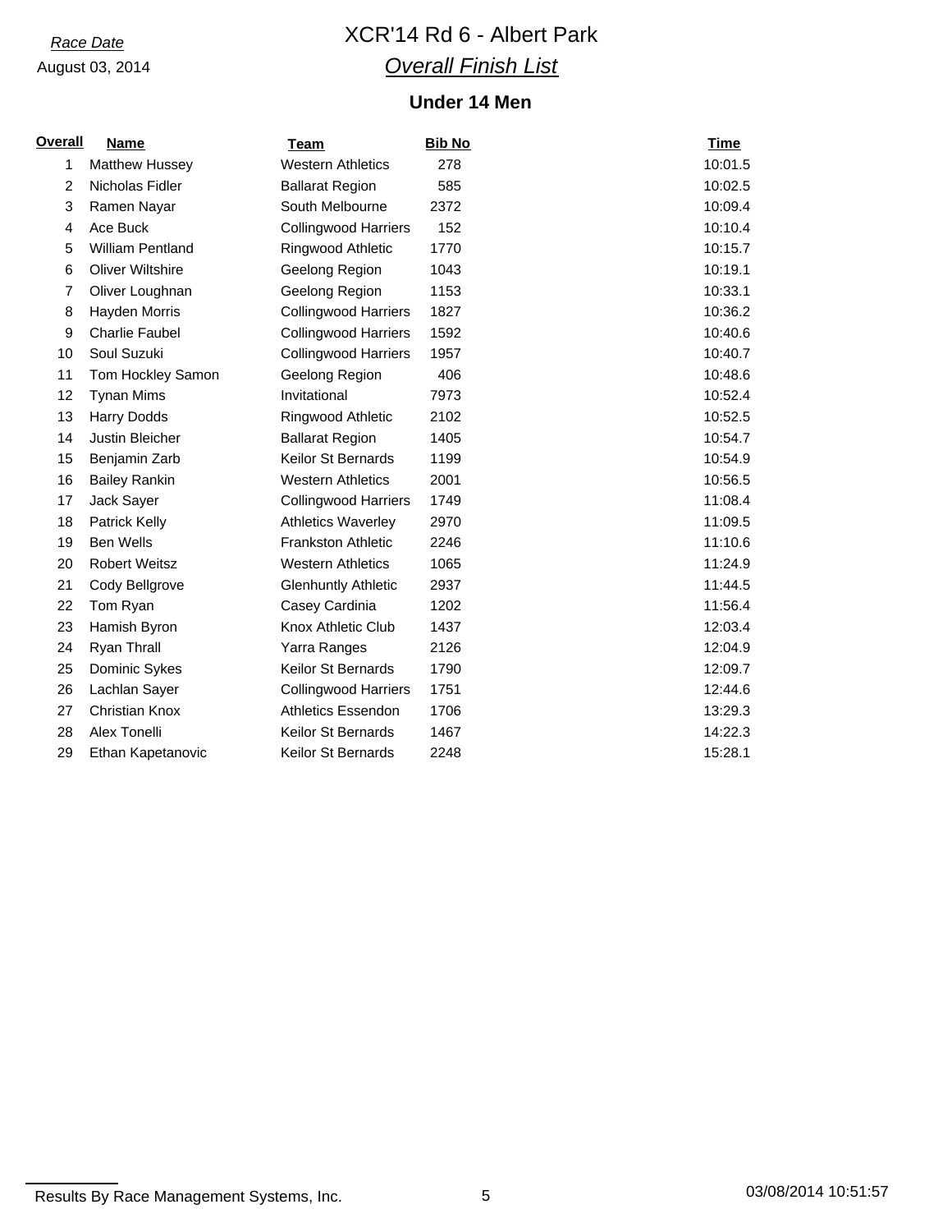*Race Date*
August 03, 2014

# XCR'14 Rd 6 - Albert Park

## *Overall Finish List*

### Under 14 Men

| Overall | Name | Team | Bib No | Time |
|---|---|---|---|---|
| 1 | Matthew Hussey | Western Athletics | 278 | 10:01.5 |
| 2 | Nicholas Fidler | Ballarat Region | 585 | 10:02.5 |
| 3 | Ramen Nayar | South Melbourne | 2372 | 10:09.4 |
| 4 | Ace Buck | Collingwood Harriers | 152 | 10:10.4 |
| 5 | William Pentland | Ringwood Athletic | 1770 | 10:15.7 |
| 6 | Oliver Wiltshire | Geelong Region | 1043 | 10:19.1 |
| 7 | Oliver Loughnan | Geelong Region | 1153 | 10:33.1 |
| 8 | Hayden Morris | Collingwood Harriers | 1827 | 10:36.2 |
| 9 | Charlie Faubel | Collingwood Harriers | 1592 | 10:40.6 |
| 10 | Soul Suzuki | Collingwood Harriers | 1957 | 10:40.7 |
| 11 | Tom Hockley Samon | Geelong Region | 406 | 10:48.6 |
| 12 | Tynan Mims | Invitational | 7973 | 10:52.4 |
| 13 | Harry Dodds | Ringwood Athletic | 2102 | 10:52.5 |
| 14 | Justin Bleicher | Ballarat Region | 1405 | 10:54.7 |
| 15 | Benjamin Zarb | Keilor St Bernards | 1199 | 10:54.9 |
| 16 | Bailey Rankin | Western Athletics | 2001 | 10:56.5 |
| 17 | Jack Sayer | Collingwood Harriers | 1749 | 11:08.4 |
| 18 | Patrick Kelly | Athletics Waverley | 2970 | 11:09.5 |
| 19 | Ben Wells | Frankston Athletic | 2246 | 11:10.6 |
| 20 | Robert Weitsz | Western Athletics | 1065 | 11:24.9 |
| 21 | Cody Bellgrove | Glenhuntly Athletic | 2937 | 11:44.5 |
| 22 | Tom Ryan | Casey Cardinia | 1202 | 11:56.4 |
| 23 | Hamish Byron | Knox Athletic Club | 1437 | 12:03.4 |
| 24 | Ryan Thrall | Yarra Ranges | 2126 | 12:04.9 |
| 25 | Dominic Sykes | Keilor St Bernards | 1790 | 12:09.7 |
| 26 | Lachlan Sayer | Collingwood Harriers | 1751 | 12:44.6 |
| 27 | Christian Knox | Athletics Essendon | 1706 | 13:29.3 |
| 28 | Alex Tonelli | Keilor St Bernards | 1467 | 14:22.3 |
| 29 | Ethan Kapetanovic | Keilor St Bernards | 2248 | 15:28.1 |

Results By Race Management Systems, Inc. 03/08/2014 10:51:57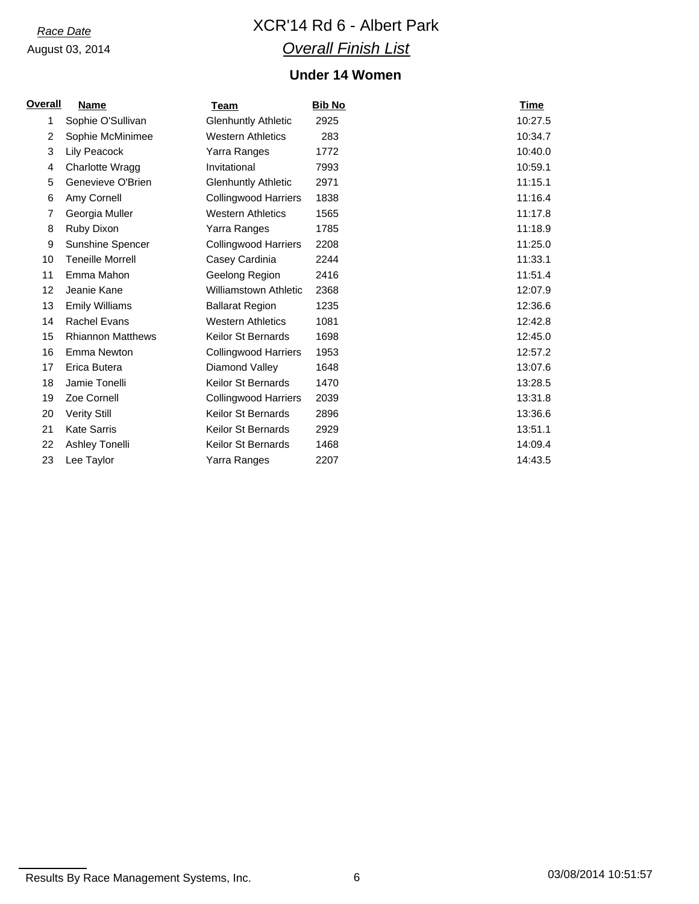*Race Date*

August 03, 2014

# XCR'14 Rd 6 - Albert Park

## *Overall Finish List*

### Under 14 Women

| Overall | Name | Team | Bib No | Time |
|---|---|---|---|---|
| 1 | Sophie O'Sullivan | Glenhuntly Athletic | 2925 | 10:27.5 |
| 2 | Sophie McMinimee | Western Athletics | 283 | 10:34.7 |
| 3 | Lily Peacock | Yarra Ranges | 1772 | 10:40.0 |
| 4 | Charlotte Wragg | Invitational | 7993 | 10:59.1 |
| 5 | Genevieve O'Brien | Glenhuntly Athletic | 2971 | 11:15.1 |
| 6 | Amy Cornell | Collingwood Harriers | 1838 | 11:16.4 |
| 7 | Georgia Muller | Western Athletics | 1565 | 11:17.8 |
| 8 | Ruby Dixon | Yarra Ranges | 1785 | 11:18.9 |
| 9 | Sunshine Spencer | Collingwood Harriers | 2208 | 11:25.0 |
| 10 | Teneille Morrell | Casey Cardinia | 2244 | 11:33.1 |
| 11 | Emma Mahon | Geelong Region | 2416 | 11:51.4 |
| 12 | Jeanie Kane | Williamstown Athletic | 2368 | 12:07.9 |
| 13 | Emily Williams | Ballarat Region | 1235 | 12:36.6 |
| 14 | Rachel Evans | Western Athletics | 1081 | 12:42.8 |
| 15 | Rhiannon Matthews | Keilor St Bernards | 1698 | 12:45.0 |
| 16 | Emma Newton | Collingwood Harriers | 1953 | 12:57.2 |
| 17 | Erica Butera | Diamond Valley | 1648 | 13:07.6 |
| 18 | Jamie Tonelli | Keilor St Bernards | 1470 | 13:28.5 |
| 19 | Zoe Cornell | Collingwood Harriers | 2039 | 13:31.8 |
| 20 | Verity Still | Keilor St Bernards | 2896 | 13:36.6 |
| 21 | Kate Sarris | Keilor St Bernards | 2929 | 13:51.1 |
| 22 | Ashley Tonelli | Keilor St Bernards | 1468 | 14:09.4 |
| 23 | Lee Taylor | Yarra Ranges | 2207 | 14:43.5 |

Results By Race Management Systems, Inc. 03/08/2014 10:51:57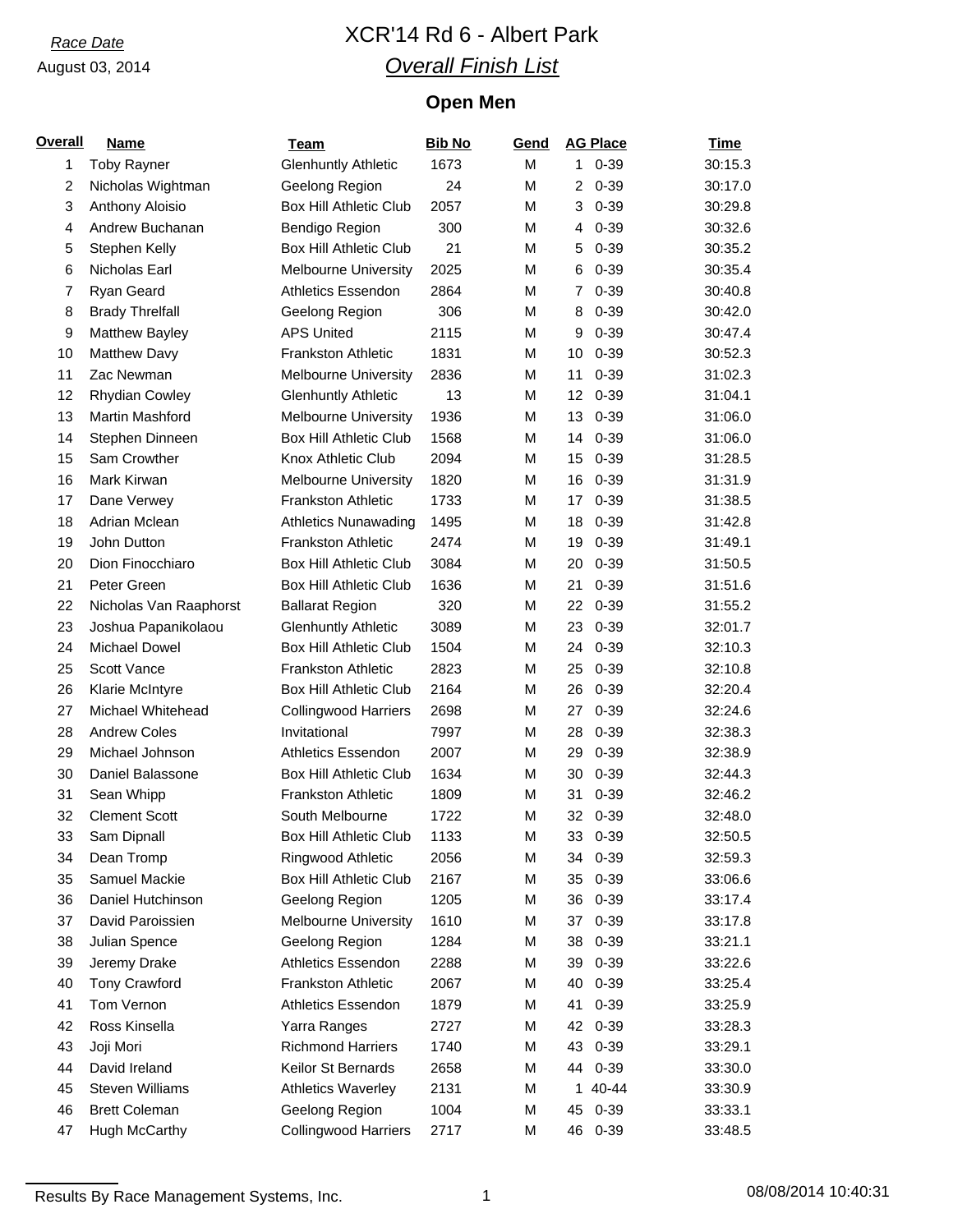*Race Date*

August 03, 2014

# XCR'14 Rd 6 - Albert Park

## *Overall Finish List*

### Open Men

| Overall | Name | Team | Bib No | Gend | AG Place | Time |
|---|---|---|---|---|---|---|
| 1 | Toby Rayner | Glenhuntly Athletic | 1673 | M | 1 0-39 | 30:15.3 |
| 2 | Nicholas Wightman | Geelong Region | 24 | M | 2 0-39 | 30:17.0 |
| 3 | Anthony Aloisio | Box Hill Athletic Club | 2057 | M | 3 0-39 | 30:29.8 |
| 4 | Andrew Buchanan | Bendigo Region | 300 | M | 4 0-39 | 30:32.6 |
| 5 | Stephen Kelly | Box Hill Athletic Club | 21 | M | 5 0-39 | 30:35.2 |
| 6 | Nicholas Earl | Melbourne University | 2025 | M | 6 0-39 | 30:35.4 |
| 7 | Ryan Geard | Athletics Essendon | 2864 | M | 7 0-39 | 30:40.8 |
| 8 | Brady Threlfall | Geelong Region | 306 | M | 8 0-39 | 30:42.0 |
| 9 | Matthew Bayley | APS United | 2115 | M | 9 0-39 | 30:47.4 |
| 10 | Matthew Davy | Frankston Athletic | 1831 | M | 10 0-39 | 30:52.3 |
| 11 | Zac Newman | Melbourne University | 2836 | M | 11 0-39 | 31:02.3 |
| 12 | Rhydian Cowley | Glenhuntly Athletic | 13 | M | 12 0-39 | 31:04.1 |
| 13 | Martin Mashford | Melbourne University | 1936 | M | 13 0-39 | 31:06.0 |
| 14 | Stephen Dinneen | Box Hill Athletic Club | 1568 | M | 14 0-39 | 31:06.0 |
| 15 | Sam Crowther | Knox Athletic Club | 2094 | M | 15 0-39 | 31:28.5 |
| 16 | Mark Kirwan | Melbourne University | 1820 | M | 16 0-39 | 31:31.9 |
| 17 | Dane Verwey | Frankston Athletic | 1733 | M | 17 0-39 | 31:38.5 |
| 18 | Adrian Mclean | Athletics Nunawading | 1495 | M | 18 0-39 | 31:42.8 |
| 19 | John Dutton | Frankston Athletic | 2474 | M | 19 0-39 | 31:49.1 |
| 20 | Dion Finocchiaro | Box Hill Athletic Club | 3084 | M | 20 0-39 | 31:50.5 |
| 21 | Peter Green | Box Hill Athletic Club | 1636 | M | 21 0-39 | 31:51.6 |
| 22 | Nicholas Van Raaphorst | Ballarat Region | 320 | M | 22 0-39 | 31:55.2 |
| 23 | Joshua Papanikolaou | Glenhuntly Athletic | 3089 | M | 23 0-39 | 32:01.7 |
| 24 | Michael Dowel | Box Hill Athletic Club | 1504 | M | 24 0-39 | 32:10.3 |
| 25 | Scott Vance | Frankston Athletic | 2823 | M | 25 0-39 | 32:10.8 |
| 26 | Klarie McIntyre | Box Hill Athletic Club | 2164 | M | 26 0-39 | 32:20.4 |
| 27 | Michael Whitehead | Collingwood Harriers | 2698 | M | 27 0-39 | 32:24.6 |
| 28 | Andrew Coles | Invitational | 7997 | M | 28 0-39 | 32:38.3 |
| 29 | Michael Johnson | Athletics Essendon | 2007 | M | 29 0-39 | 32:38.9 |
| 30 | Daniel Balassone | Box Hill Athletic Club | 1634 | M | 30 0-39 | 32:44.3 |
| 31 | Sean Whipp | Frankston Athletic | 1809 | M | 31 0-39 | 32:46.2 |
| 32 | Clement Scott | South Melbourne | 1722 | M | 32 0-39 | 32:48.0 |
| 33 | Sam Dipnall | Box Hill Athletic Club | 1133 | M | 33 0-39 | 32:50.5 |
| 34 | Dean Tromp | Ringwood Athletic | 2056 | M | 34 0-39 | 32:59.3 |
| 35 | Samuel Mackie | Box Hill Athletic Club | 2167 | M | 35 0-39 | 33:06.6 |
| 36 | Daniel Hutchinson | Geelong Region | 1205 | M | 36 0-39 | 33:17.4 |
| 37 | David Paroissien | Melbourne University | 1610 | M | 37 0-39 | 33:17.8 |
| 38 | Julian Spence | Geelong Region | 1284 | M | 38 0-39 | 33:21.1 |
| 39 | Jeremy Drake | Athletics Essendon | 2288 | M | 39 0-39 | 33:22.6 |
| 40 | Tony Crawford | Frankston Athletic | 2067 | M | 40 0-39 | 33:25.4 |
| 41 | Tom Vernon | Athletics Essendon | 1879 | M | 41 0-39 | 33:25.9 |
| 42 | Ross Kinsella | Yarra Ranges | 2727 | M | 42 0-39 | 33:28.3 |
| 43 | Joji Mori | Richmond Harriers | 1740 | M | 43 0-39 | 33:29.1 |
| 44 | David Ireland | Keilor St Bernards | 2658 | M | 44 0-39 | 33:30.0 |
| 45 | Steven Williams | Athletics Waverley | 2131 | M | 1 40-44 | 33:30.9 |
| 46 | Brett Coleman | Geelong Region | 1004 | M | 45 0-39 | 33:33.1 |
| 47 | Hugh McCarthy | Collingwood Harriers | 2717 | M | 46 0-39 | 33:48.5 |

Results By Race Management Systems, Inc. 08/08/2014 10:40:31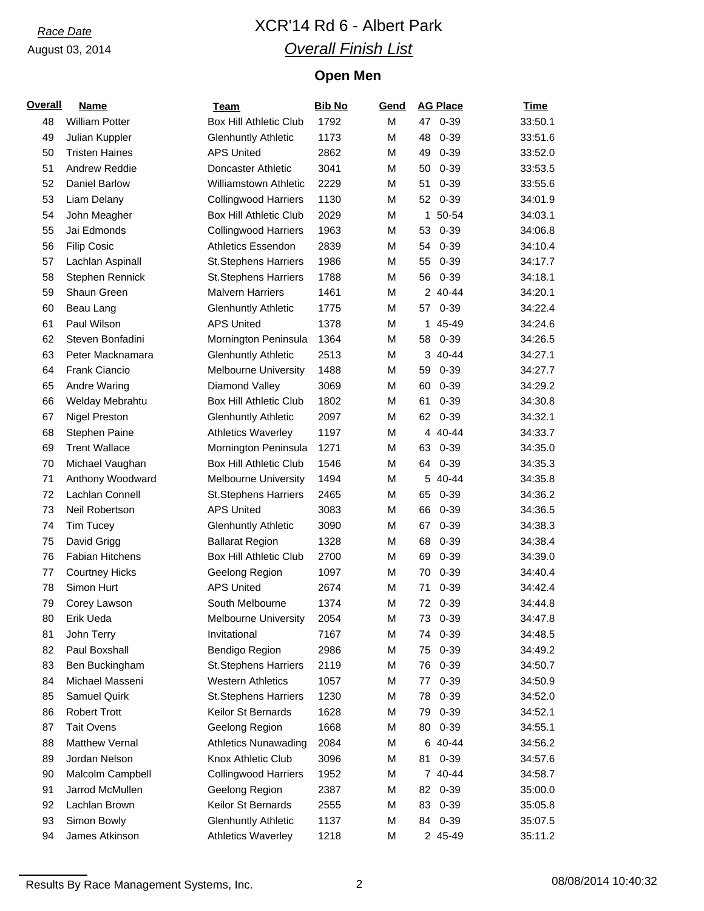*Race Date*

August 03, 2014

# XCR'14 Rd 6 - Albert Park

## *Overall Finish List*

### Open Men

| Overall | Name | Team | Bib No | Gend | AG Place | Time |
|---|---|---|---|---|---|---|
| 48 | William Potter | Box Hill Athletic Club | 1792 | M | 47 0-39 | 33:50.1 |
| 49 | Julian Kuppler | Glenhuntly Athletic | 1173 | M | 48 0-39 | 33:51.6 |
| 50 | Tristen Haines | APS United | 2862 | M | 49 0-39 | 33:52.0 |
| 51 | Andrew Reddie | Doncaster Athletic | 3041 | M | 50 0-39 | 33:53.5 |
| 52 | Daniel Barlow | Williamstown Athletic | 2229 | M | 51 0-39 | 33:55.6 |
| 53 | Liam Delany | Collingwood Harriers | 1130 | M | 52 0-39 | 34:01.9 |
| 54 | John Meagher | Box Hill Athletic Club | 2029 | M | 1 50-54 | 34:03.1 |
| 55 | Jai Edmonds | Collingwood Harriers | 1963 | M | 53 0-39 | 34:06.8 |
| 56 | Filip Cosic | Athletics Essendon | 2839 | M | 54 0-39 | 34:10.4 |
| 57 | Lachlan Aspinall | St.Stephens Harriers | 1986 | M | 55 0-39 | 34:17.7 |
| 58 | Stephen Rennick | St.Stephens Harriers | 1788 | M | 56 0-39 | 34:18.1 |
| 59 | Shaun Green | Malvern Harriers | 1461 | M | 2 40-44 | 34:20.1 |
| 60 | Beau Lang | Glenhuntly Athletic | 1775 | M | 57 0-39 | 34:22.4 |
| 61 | Paul Wilson | APS United | 1378 | M | 1 45-49 | 34:24.6 |
| 62 | Steven Bonfadini | Mornington Peninsula | 1364 | M | 58 0-39 | 34:26.5 |
| 63 | Peter Macknamara | Glenhuntly Athletic | 2513 | M | 3 40-44 | 34:27.1 |
| 64 | Frank Ciancio | Melbourne University | 1488 | M | 59 0-39 | 34:27.7 |
| 65 | Andre Waring | Diamond Valley | 3069 | M | 60 0-39 | 34:29.2 |
| 66 | Welday Mebrahtu | Box Hill Athletic Club | 1802 | M | 61 0-39 | 34:30.8 |
| 67 | Nigel Preston | Glenhuntly Athletic | 2097 | M | 62 0-39 | 34:32.1 |
| 68 | Stephen Paine | Athletics Waverley | 1197 | M | 4 40-44 | 34:33.7 |
| 69 | Trent Wallace | Mornington Peninsula | 1271 | M | 63 0-39 | 34:35.0 |
| 70 | Michael Vaughan | Box Hill Athletic Club | 1546 | M | 64 0-39 | 34:35.3 |
| 71 | Anthony Woodward | Melbourne University | 1494 | M | 5 40-44 | 34:35.8 |
| 72 | Lachlan Connell | St.Stephens Harriers | 2465 | M | 65 0-39 | 34:36.2 |
| 73 | Neil Robertson | APS United | 3083 | M | 66 0-39 | 34:36.5 |
| 74 | Tim Tucey | Glenhuntly Athletic | 3090 | M | 67 0-39 | 34:38.3 |
| 75 | David Grigg | Ballarat Region | 1328 | M | 68 0-39 | 34:38.4 |
| 76 | Fabian Hitchens | Box Hill Athletic Club | 2700 | M | 69 0-39 | 34:39.0 |
| 77 | Courtney Hicks | Geelong Region | 1097 | M | 70 0-39 | 34:40.4 |
| 78 | Simon Hurt | APS United | 2674 | M | 71 0-39 | 34:42.4 |
| 79 | Corey Lawson | South Melbourne | 1374 | M | 72 0-39 | 34:44.8 |
| 80 | Erik Ueda | Melbourne University | 2054 | M | 73 0-39 | 34:47.8 |
| 81 | John Terry | Invitational | 7167 | M | 74 0-39 | 34:48.5 |
| 82 | Paul Boxshall | Bendigo Region | 2986 | M | 75 0-39 | 34:49.2 |
| 83 | Ben Buckingham | St.Stephens Harriers | 2119 | M | 76 0-39 | 34:50.7 |
| 84 | Michael Masseni | Western Athletics | 1057 | M | 77 0-39 | 34:50.9 |
| 85 | Samuel Quirk | St.Stephens Harriers | 1230 | M | 78 0-39 | 34:52.0 |
| 86 | Robert Trott | Keilor St Bernards | 1628 | M | 79 0-39 | 34:52.1 |
| 87 | Tait Ovens | Geelong Region | 1668 | M | 80 0-39 | 34:55.1 |
| 88 | Matthew Vernal | Athletics Nunawading | 2084 | M | 6 40-44 | 34:56.2 |
| 89 | Jordan Nelson | Knox Athletic Club | 3096 | M | 81 0-39 | 34:57.6 |
| 90 | Malcolm Campbell | Collingwood Harriers | 1952 | M | 7 40-44 | 34:58.7 |
| 91 | Jarrod McMullen | Geelong Region | 2387 | M | 82 0-39 | 35:00.0 |
| 92 | Lachlan Brown | Keilor St Bernards | 2555 | M | 83 0-39 | 35:05.8 |
| 93 | Simon Bowly | Glenhuntly Athletic | 1137 | M | 84 0-39 | 35:07.5 |
| 94 | James Atkinson | Athletics Waverley | 1218 | M | 2 45-49 | 35:11.2 |

Results By Race Management Systems, Inc. 08/08/2014 10:40:32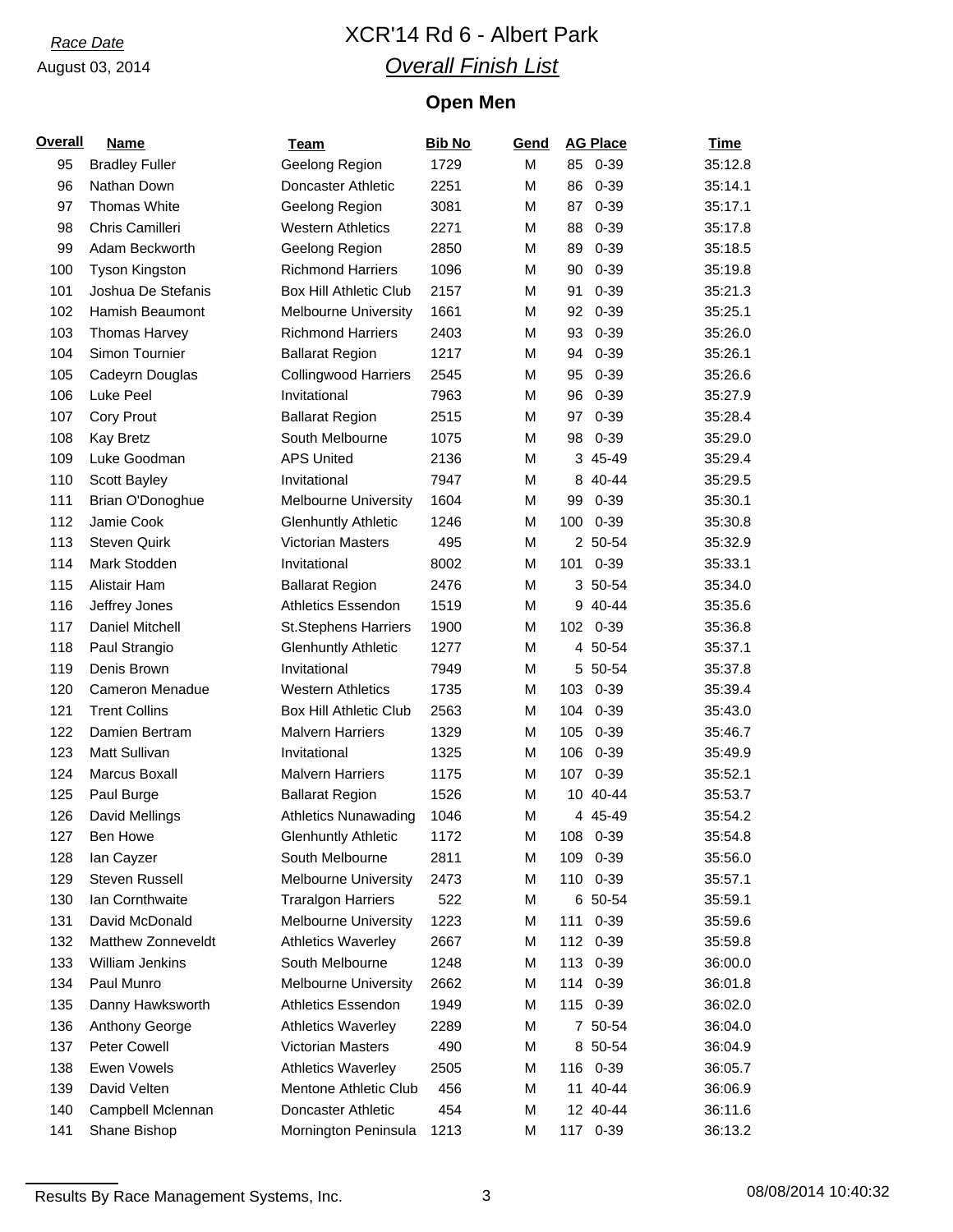*Race Date*
August 03, 2014

# XCR'14 Rd 6 - Albert Park

## *Overall Finish List*

### Open Men

| Overall | Name | Team | Bib No | Gend | AG Place | Time |
|---|---|---|---|---|---|---|
| 95 | Bradley Fuller | Geelong Region | 1729 | M | 85 0-39 | 35:12.8 |
| 96 | Nathan Down | Doncaster Athletic | 2251 | M | 86 0-39 | 35:14.1 |
| 97 | Thomas White | Geelong Region | 3081 | M | 87 0-39 | 35:17.1 |
| 98 | Chris Camilleri | Western Athletics | 2271 | M | 88 0-39 | 35:17.8 |
| 99 | Adam Beckworth | Geelong Region | 2850 | M | 89 0-39 | 35:18.5 |
| 100 | Tyson Kingston | Richmond Harriers | 1096 | M | 90 0-39 | 35:19.8 |
| 101 | Joshua De Stefanis | Box Hill Athletic Club | 2157 | M | 91 0-39 | 35:21.3 |
| 102 | Hamish Beaumont | Melbourne University | 1661 | M | 92 0-39 | 35:25.1 |
| 103 | Thomas Harvey | Richmond Harriers | 2403 | M | 93 0-39 | 35:26.0 |
| 104 | Simon Tournier | Ballarat Region | 1217 | M | 94 0-39 | 35:26.1 |
| 105 | Cadeyrn Douglas | Collingwood Harriers | 2545 | M | 95 0-39 | 35:26.6 |
| 106 | Luke Peel | Invitational | 7963 | M | 96 0-39 | 35:27.9 |
| 107 | Cory Prout | Ballarat Region | 2515 | M | 97 0-39 | 35:28.4 |
| 108 | Kay Bretz | South Melbourne | 1075 | M | 98 0-39 | 35:29.0 |
| 109 | Luke Goodman | APS United | 2136 | M | 3 45-49 | 35:29.4 |
| 110 | Scott Bayley | Invitational | 7947 | M | 8 40-44 | 35:29.5 |
| 111 | Brian O'Donoghue | Melbourne University | 1604 | M | 99 0-39 | 35:30.1 |
| 112 | Jamie Cook | Glenhuntly Athletic | 1246 | M | 100 0-39 | 35:30.8 |
| 113 | Steven Quirk | Victorian Masters | 495 | M | 2 50-54 | 35:32.9 |
| 114 | Mark Stodden | Invitational | 8002 | M | 101 0-39 | 35:33.1 |
| 115 | Alistair Ham | Ballarat Region | 2476 | M | 3 50-54 | 35:34.0 |
| 116 | Jeffrey Jones | Athletics Essendon | 1519 | M | 9 40-44 | 35:35.6 |
| 117 | Daniel Mitchell | St.Stephens Harriers | 1900 | M | 102 0-39 | 35:36.8 |
| 118 | Paul Strangio | Glenhuntly Athletic | 1277 | M | 4 50-54 | 35:37.1 |
| 119 | Denis Brown | Invitational | 7949 | M | 5 50-54 | 35:37.8 |
| 120 | Cameron Menadue | Western Athletics | 1735 | M | 103 0-39 | 35:39.4 |
| 121 | Trent Collins | Box Hill Athletic Club | 2563 | M | 104 0-39 | 35:43.0 |
| 122 | Damien Bertram | Malvern Harriers | 1329 | M | 105 0-39 | 35:46.7 |
| 123 | Matt Sullivan | Invitational | 1325 | M | 106 0-39 | 35:49.9 |
| 124 | Marcus Boxall | Malvern Harriers | 1175 | M | 107 0-39 | 35:52.1 |
| 125 | Paul Burge | Ballarat Region | 1526 | M | 10 40-44 | 35:53.7 |
| 126 | David Mellings | Athletics Nunawading | 1046 | M | 4 45-49 | 35:54.2 |
| 127 | Ben Howe | Glenhuntly Athletic | 1172 | M | 108 0-39 | 35:54.8 |
| 128 | Ian Cayzer | South Melbourne | 2811 | M | 109 0-39 | 35:56.0 |
| 129 | Steven Russell | Melbourne University | 2473 | M | 110 0-39 | 35:57.1 |
| 130 | Ian Cornthwaite | Traralgon Harriers | 522 | M | 6 50-54 | 35:59.1 |
| 131 | David McDonald | Melbourne University | 1223 | M | 111 0-39 | 35:59.6 |
| 132 | Matthew Zonneveldt | Athletics Waverley | 2667 | M | 112 0-39 | 35:59.8 |
| 133 | William Jenkins | South Melbourne | 1248 | M | 113 0-39 | 36:00.0 |
| 134 | Paul Munro | Melbourne University | 2662 | M | 114 0-39 | 36:01.8 |
| 135 | Danny Hawksworth | Athletics Essendon | 1949 | M | 115 0-39 | 36:02.0 |
| 136 | Anthony George | Athletics Waverley | 2289 | M | 7 50-54 | 36:04.0 |
| 137 | Peter Cowell | Victorian Masters | 490 | M | 8 50-54 | 36:04.9 |
| 138 | Ewen Vowels | Athletics Waverley | 2505 | M | 116 0-39 | 36:05.7 |
| 139 | David Velten | Mentone Athletic Club | 456 | M | 11 40-44 | 36:06.9 |
| 140 | Campbell Mclennan | Doncaster Athletic | 454 | M | 12 40-44 | 36:11.6 |
| 141 | Shane Bishop | Mornington Peninsula | 1213 | M | 117 0-39 | 36:13.2 |

Results By Race Management Systems, Inc. 08/08/2014 10:40:32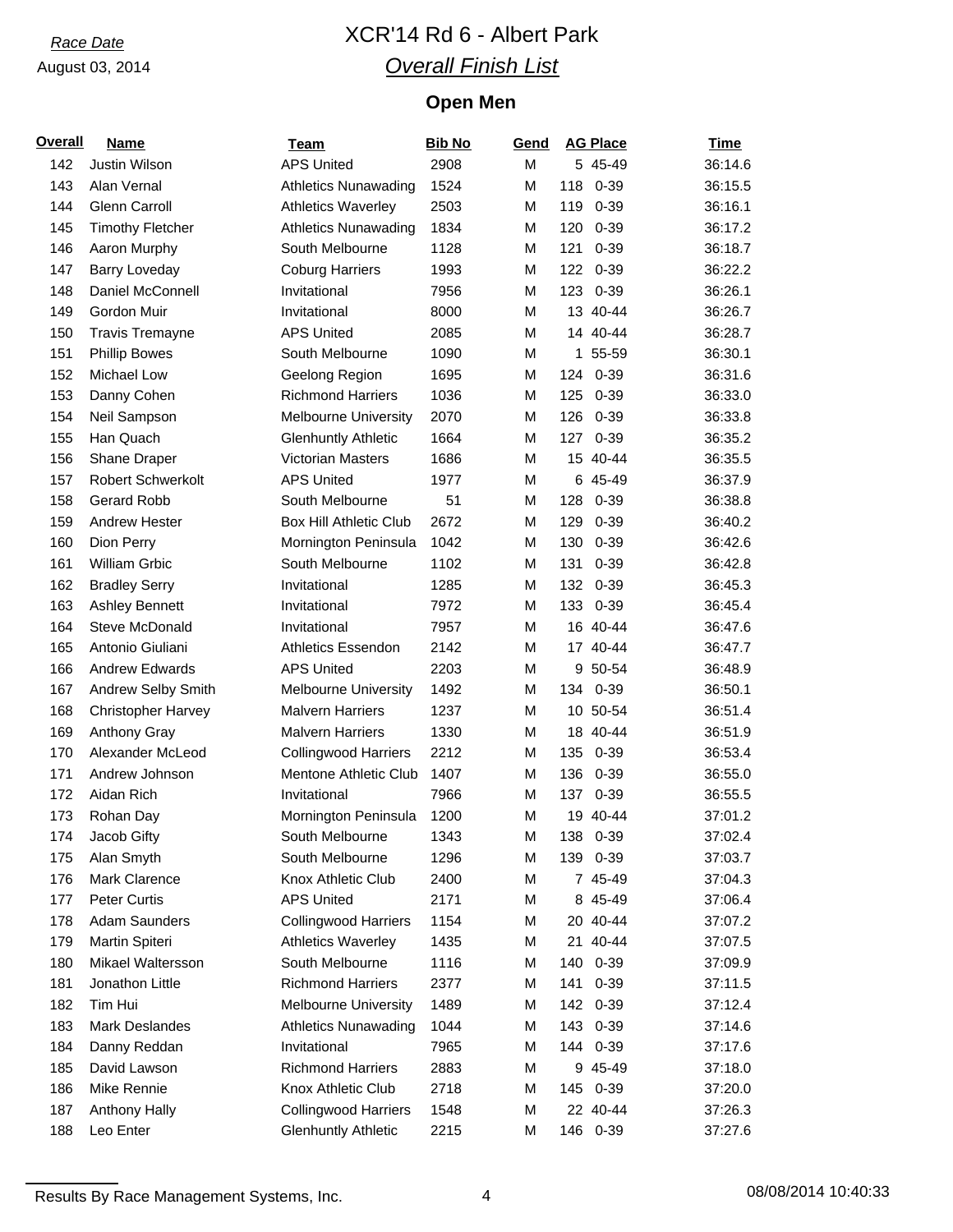*Race Date*

August 03, 2014

# XCR'14 Rd 6 - Albert Park

## *Overall Finish List*

### Open Men

| Overall | Name | Team | Bib No | Gend | AG Place | Time |
|---|---|---|---|---|---|---|
| 142 | Justin Wilson | APS United | 2908 | M | 5 45-49 | 36:14.6 |
| 143 | Alan Vernal | Athletics Nunawading | 1524 | M | 118 0-39 | 36:15.5 |
| 144 | Glenn Carroll | Athletics Waverley | 2503 | M | 119 0-39 | 36:16.1 |
| 145 | Timothy Fletcher | Athletics Nunawading | 1834 | M | 120 0-39 | 36:17.2 |
| 146 | Aaron Murphy | South Melbourne | 1128 | M | 121 0-39 | 36:18.7 |
| 147 | Barry Loveday | Coburg Harriers | 1993 | M | 122 0-39 | 36:22.2 |
| 148 | Daniel McConnell | Invitational | 7956 | M | 123 0-39 | 36:26.1 |
| 149 | Gordon Muir | Invitational | 8000 | M | 13 40-44 | 36:26.7 |
| 150 | Travis Tremayne | APS United | 2085 | M | 14 40-44 | 36:28.7 |
| 151 | Phillip Bowes | South Melbourne | 1090 | M | 1 55-59 | 36:30.1 |
| 152 | Michael Low | Geelong Region | 1695 | M | 124 0-39 | 36:31.6 |
| 153 | Danny Cohen | Richmond Harriers | 1036 | M | 125 0-39 | 36:33.0 |
| 154 | Neil Sampson | Melbourne University | 2070 | M | 126 0-39 | 36:33.8 |
| 155 | Han Quach | Glenhuntly Athletic | 1664 | M | 127 0-39 | 36:35.2 |
| 156 | Shane Draper | Victorian Masters | 1686 | M | 15 40-44 | 36:35.5 |
| 157 | Robert Schwerkolt | APS United | 1977 | M | 6 45-49 | 36:37.9 |
| 158 | Gerard Robb | South Melbourne | 51 | M | 128 0-39 | 36:38.8 |
| 159 | Andrew Hester | Box Hill Athletic Club | 2672 | M | 129 0-39 | 36:40.2 |
| 160 | Dion Perry | Mornington Peninsula | 1042 | M | 130 0-39 | 36:42.6 |
| 161 | William Grbic | South Melbourne | 1102 | M | 131 0-39 | 36:42.8 |
| 162 | Bradley Serry | Invitational | 1285 | M | 132 0-39 | 36:45.3 |
| 163 | Ashley Bennett | Invitational | 7972 | M | 133 0-39 | 36:45.4 |
| 164 | Steve McDonald | Invitational | 7957 | M | 16 40-44 | 36:47.6 |
| 165 | Antonio Giuliani | Athletics Essendon | 2142 | M | 17 40-44 | 36:47.7 |
| 166 | Andrew Edwards | APS United | 2203 | M | 9 50-54 | 36:48.9 |
| 167 | Andrew Selby Smith | Melbourne University | 1492 | M | 134 0-39 | 36:50.1 |
| 168 | Christopher Harvey | Malvern Harriers | 1237 | M | 10 50-54 | 36:51.4 |
| 169 | Anthony Gray | Malvern Harriers | 1330 | M | 18 40-44 | 36:51.9 |
| 170 | Alexander McLeod | Collingwood Harriers | 2212 | M | 135 0-39 | 36:53.4 |
| 171 | Andrew Johnson | Mentone Athletic Club | 1407 | M | 136 0-39 | 36:55.0 |
| 172 | Aidan Rich | Invitational | 7966 | M | 137 0-39 | 36:55.5 |
| 173 | Rohan Day | Mornington Peninsula | 1200 | M | 19 40-44 | 37:01.2 |
| 174 | Jacob Gifty | South Melbourne | 1343 | M | 138 0-39 | 37:02.4 |
| 175 | Alan Smyth | South Melbourne | 1296 | M | 139 0-39 | 37:03.7 |
| 176 | Mark Clarence | Knox Athletic Club | 2400 | M | 7 45-49 | 37:04.3 |
| 177 | Peter Curtis | APS United | 2171 | M | 8 45-49 | 37:06.4 |
| 178 | Adam Saunders | Collingwood Harriers | 1154 | M | 20 40-44 | 37:07.2 |
| 179 | Martin Spiteri | Athletics Waverley | 1435 | M | 21 40-44 | 37:07.5 |
| 180 | Mikael Waltersson | South Melbourne | 1116 | M | 140 0-39 | 37:09.9 |
| 181 | Jonathon Little | Richmond Harriers | 2377 | M | 141 0-39 | 37:11.5 |
| 182 | Tim Hui | Melbourne University | 1489 | M | 142 0-39 | 37:12.4 |
| 183 | Mark Deslandes | Athletics Nunawading | 1044 | M | 143 0-39 | 37:14.6 |
| 184 | Danny Reddan | Invitational | 7965 | M | 144 0-39 | 37:17.6 |
| 185 | David Lawson | Richmond Harriers | 2883 | M | 9 45-49 | 37:18.0 |
| 186 | Mike Rennie | Knox Athletic Club | 2718 | M | 145 0-39 | 37:20.0 |
| 187 | Anthony Hally | Collingwood Harriers | 1548 | M | 22 40-44 | 37:26.3 |
| 188 | Leo Enter | Glenhuntly Athletic | 2215 | M | 146 0-39 | 37:27.6 |

Results By Race Management Systems, Inc. 08/08/2014 10:40:33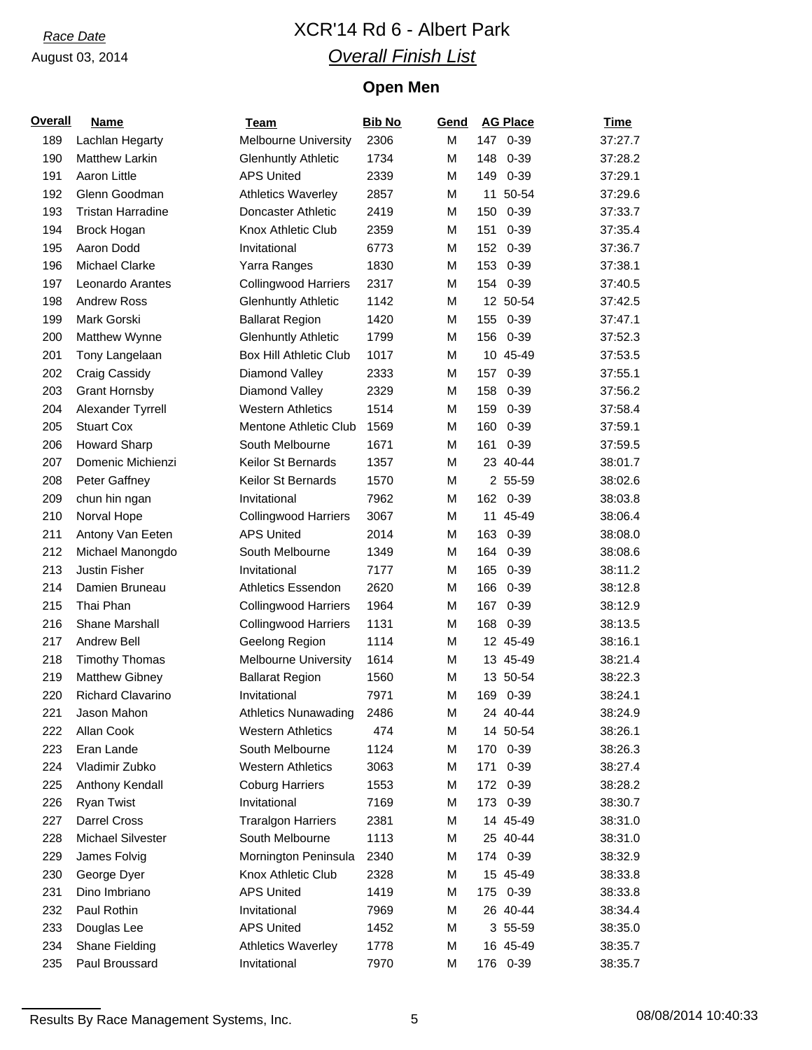*Race Date*
August 03, 2014

# XCR'14 Rd 6 - Albert Park

## *Overall Finish List*

### Open Men

| Overall | Name | Team | Bib No | Gend | AG Place | | Time |
|---|---|---|---|---|---|---|---|
| 189 | Lachlan Hegarty | Melbourne University | 2306 | M | 147 | 0-39 | 37:27.7 |
| 190 | Matthew Larkin | Glenhuntly Athletic | 1734 | M | 148 | 0-39 | 37:28.2 |
| 191 | Aaron Little | APS United | 2339 | M | 149 | 0-39 | 37:29.1 |
| 192 | Glenn Goodman | Athletics Waverley | 2857 | M | 11 | 50-54 | 37:29.6 |
| 193 | Tristan Harradine | Doncaster Athletic | 2419 | M | 150 | 0-39 | 37:33.7 |
| 194 | Brock Hogan | Knox Athletic Club | 2359 | M | 151 | 0-39 | 37:35.4 |
| 195 | Aaron Dodd | Invitational | 6773 | M | 152 | 0-39 | 37:36.7 |
| 196 | Michael Clarke | Yarra Ranges | 1830 | M | 153 | 0-39 | 37:38.1 |
| 197 | Leonardo Arantes | Collingwood Harriers | 2317 | M | 154 | 0-39 | 37:40.5 |
| 198 | Andrew Ross | Glenhuntly Athletic | 1142 | M | 12 | 50-54 | 37:42.5 |
| 199 | Mark Gorski | Ballarat Region | 1420 | M | 155 | 0-39 | 37:47.1 |
| 200 | Matthew Wynne | Glenhuntly Athletic | 1799 | M | 156 | 0-39 | 37:52.3 |
| 201 | Tony Langelaan | Box Hill Athletic Club | 1017 | M | 10 | 45-49 | 37:53.5 |
| 202 | Craig Cassidy | Diamond Valley | 2333 | M | 157 | 0-39 | 37:55.1 |
| 203 | Grant Hornsby | Diamond Valley | 2329 | M | 158 | 0-39 | 37:56.2 |
| 204 | Alexander Tyrrell | Western Athletics | 1514 | M | 159 | 0-39 | 37:58.4 |
| 205 | Stuart Cox | Mentone Athletic Club | 1569 | M | 160 | 0-39 | 37:59.1 |
| 206 | Howard Sharp | South Melbourne | 1671 | M | 161 | 0-39 | 37:59.5 |
| 207 | Domenic Michienzi | Keilor St Bernards | 1357 | M | 23 | 40-44 | 38:01.7 |
| 208 | Peter Gaffney | Keilor St Bernards | 1570 | M | 2 | 55-59 | 38:02.6 |
| 209 | chun hin ngan | Invitational | 7962 | M | 162 | 0-39 | 38:03.8 |
| 210 | Norval Hope | Collingwood Harriers | 3067 | M | 11 | 45-49 | 38:06.4 |
| 211 | Antony Van Eeten | APS United | 2014 | M | 163 | 0-39 | 38:08.0 |
| 212 | Michael Manongdo | South Melbourne | 1349 | M | 164 | 0-39 | 38:08.6 |
| 213 | Justin Fisher | Invitational | 7177 | M | 165 | 0-39 | 38:11.2 |
| 214 | Damien Bruneau | Athletics Essendon | 2620 | M | 166 | 0-39 | 38:12.8 |
| 215 | Thai Phan | Collingwood Harriers | 1964 | M | 167 | 0-39 | 38:12.9 |
| 216 | Shane Marshall | Collingwood Harriers | 1131 | M | 168 | 0-39 | 38:13.5 |
| 217 | Andrew Bell | Geelong Region | 1114 | M | 12 | 45-49 | 38:16.1 |
| 218 | Timothy Thomas | Melbourne University | 1614 | M | 13 | 45-49 | 38:21.4 |
| 219 | Matthew Gibney | Ballarat Region | 1560 | M | 13 | 50-54 | 38:22.3 |
| 220 | Richard Clavarino | Invitational | 7971 | M | 169 | 0-39 | 38:24.1 |
| 221 | Jason Mahon | Athletics Nunawading | 2486 | M | 24 | 40-44 | 38:24.9 |
| 222 | Allan Cook | Western Athletics | 474 | M | 14 | 50-54 | 38:26.1 |
| 223 | Eran Lande | South Melbourne | 1124 | M | 170 | 0-39 | 38:26.3 |
| 224 | Vladimir Zubko | Western Athletics | 3063 | M | 171 | 0-39 | 38:27.4 |
| 225 | Anthony Kendall | Coburg Harriers | 1553 | M | 172 | 0-39 | 38:28.2 |
| 226 | Ryan Twist | Invitational | 7169 | M | 173 | 0-39 | 38:30.7 |
| 227 | Darrel Cross | Traralgon Harriers | 2381 | M | 14 | 45-49 | 38:31.0 |
| 228 | Michael Silvester | South Melbourne | 1113 | M | 25 | 40-44 | 38:31.0 |
| 229 | James Folvig | Mornington Peninsula | 2340 | M | 174 | 0-39 | 38:32.9 |
| 230 | George Dyer | Knox Athletic Club | 2328 | M | 15 | 45-49 | 38:33.8 |
| 231 | Dino Imbriano | APS United | 1419 | M | 175 | 0-39 | 38:33.8 |
| 232 | Paul Rothin | Invitational | 7969 | M | 26 | 40-44 | 38:34.4 |
| 233 | Douglas Lee | APS United | 1452 | M | 3 | 55-59 | 38:35.0 |
| 234 | Shane Fielding | Athletics Waverley | 1778 | M | 16 | 45-49 | 38:35.7 |
| 235 | Paul Broussard | Invitational | 7970 | M | 176 | 0-39 | 38:35.7 |

Results By Race Management Systems, Inc. 08/08/2014 10:40:33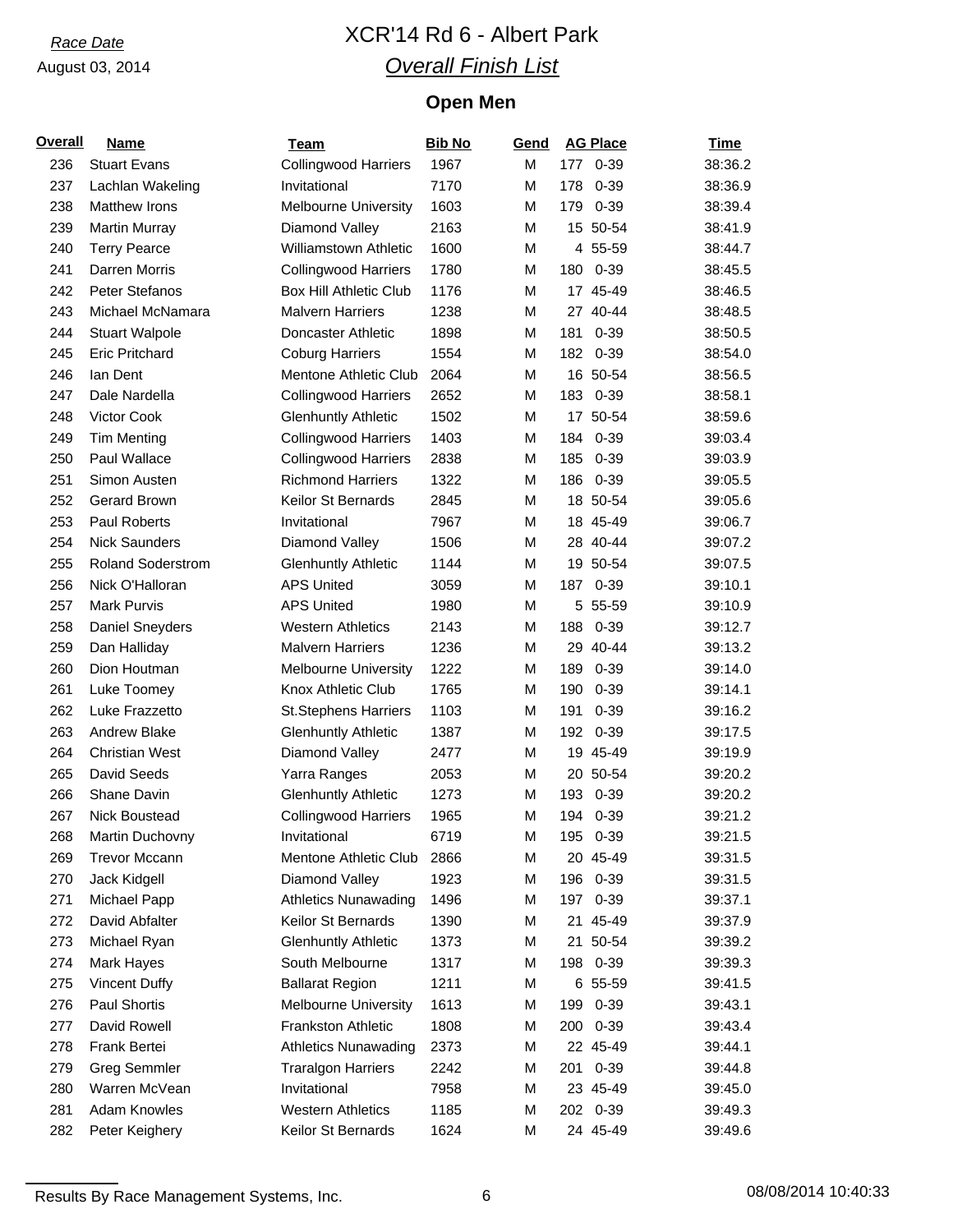*Race Date*
August 03, 2014

# XCR'14 Rd 6 - Albert Park

## *Overall Finish List*

### Open Men

| Overall | Name | Team | Bib No | Gend | AG Place | | Time |
|---|---|---|---|---|---|---|---|
| 236 | Stuart Evans | Collingwood Harriers | 1967 | M | 177 | 0-39 | 38:36.2 |
| 237 | Lachlan Wakeling | Invitational | 7170 | M | 178 | 0-39 | 38:36.9 |
| 238 | Matthew Irons | Melbourne University | 1603 | M | 179 | 0-39 | 38:39.4 |
| 239 | Martin Murray | Diamond Valley | 2163 | M | 15 | 50-54 | 38:41.9 |
| 240 | Terry Pearce | Williamstown Athletic | 1600 | M | 4 | 55-59 | 38:44.7 |
| 241 | Darren Morris | Collingwood Harriers | 1780 | M | 180 | 0-39 | 38:45.5 |
| 242 | Peter Stefanos | Box Hill Athletic Club | 1176 | M | 17 | 45-49 | 38:46.5 |
| 243 | Michael McNamara | Malvern Harriers | 1238 | M | 27 | 40-44 | 38:48.5 |
| 244 | Stuart Walpole | Doncaster Athletic | 1898 | M | 181 | 0-39 | 38:50.5 |
| 245 | Eric Pritchard | Coburg Harriers | 1554 | M | 182 | 0-39 | 38:54.0 |
| 246 | Ian Dent | Mentone Athletic Club | 2064 | M | 16 | 50-54 | 38:56.5 |
| 247 | Dale Nardella | Collingwood Harriers | 2652 | M | 183 | 0-39 | 38:58.1 |
| 248 | Victor Cook | Glenhuntly Athletic | 1502 | M | 17 | 50-54 | 38:59.6 |
| 249 | Tim Menting | Collingwood Harriers | 1403 | M | 184 | 0-39 | 39:03.4 |
| 250 | Paul Wallace | Collingwood Harriers | 2838 | M | 185 | 0-39 | 39:03.9 |
| 251 | Simon Austen | Richmond Harriers | 1322 | M | 186 | 0-39 | 39:05.5 |
| 252 | Gerard Brown | Keilor St Bernards | 2845 | M | 18 | 50-54 | 39:05.6 |
| 253 | Paul Roberts | Invitational | 7967 | M | 18 | 45-49 | 39:06.7 |
| 254 | Nick Saunders | Diamond Valley | 1506 | M | 28 | 40-44 | 39:07.2 |
| 255 | Roland Soderstrom | Glenhuntly Athletic | 1144 | M | 19 | 50-54 | 39:07.5 |
| 256 | Nick O'Halloran | APS United | 3059 | M | 187 | 0-39 | 39:10.1 |
| 257 | Mark Purvis | APS United | 1980 | M | 5 | 55-59 | 39:10.9 |
| 258 | Daniel Sneyders | Western Athletics | 2143 | M | 188 | 0-39 | 39:12.7 |
| 259 | Dan Halliday | Malvern Harriers | 1236 | M | 29 | 40-44 | 39:13.2 |
| 260 | Dion Houtman | Melbourne University | 1222 | M | 189 | 0-39 | 39:14.0 |
| 261 | Luke Toomey | Knox Athletic Club | 1765 | M | 190 | 0-39 | 39:14.1 |
| 262 | Luke Frazzetto | St.Stephens Harriers | 1103 | M | 191 | 0-39 | 39:16.2 |
| 263 | Andrew Blake | Glenhuntly Athletic | 1387 | M | 192 | 0-39 | 39:17.5 |
| 264 | Christian West | Diamond Valley | 2477 | M | 19 | 45-49 | 39:19.9 |
| 265 | David Seeds | Yarra Ranges | 2053 | M | 20 | 50-54 | 39:20.2 |
| 266 | Shane Davin | Glenhuntly Athletic | 1273 | M | 193 | 0-39 | 39:20.2 |
| 267 | Nick Boustead | Collingwood Harriers | 1965 | M | 194 | 0-39 | 39:21.2 |
| 268 | Martin Duchovny | Invitational | 6719 | M | 195 | 0-39 | 39:21.5 |
| 269 | Trevor Mccann | Mentone Athletic Club | 2866 | M | 20 | 45-49 | 39:31.5 |
| 270 | Jack Kidgell | Diamond Valley | 1923 | M | 196 | 0-39 | 39:31.5 |
| 271 | Michael Papp | Athletics Nunawading | 1496 | M | 197 | 0-39 | 39:37.1 |
| 272 | David Abfalter | Keilor St Bernards | 1390 | M | 21 | 45-49 | 39:37.9 |
| 273 | Michael Ryan | Glenhuntly Athletic | 1373 | M | 21 | 50-54 | 39:39.2 |
| 274 | Mark Hayes | South Melbourne | 1317 | M | 198 | 0-39 | 39:39.3 |
| 275 | Vincent Duffy | Ballarat Region | 1211 | M | 6 | 55-59 | 39:41.5 |
| 276 | Paul Shortis | Melbourne University | 1613 | M | 199 | 0-39 | 39:43.1 |
| 277 | David Rowell | Frankston Athletic | 1808 | M | 200 | 0-39 | 39:43.4 |
| 278 | Frank Bertei | Athletics Nunawading | 2373 | M | 22 | 45-49 | 39:44.1 |
| 279 | Greg Semmler | Traralgon Harriers | 2242 | M | 201 | 0-39 | 39:44.8 |
| 280 | Warren McVean | Invitational | 7958 | M | 23 | 45-49 | 39:45.0 |
| 281 | Adam Knowles | Western Athletics | 1185 | M | 202 | 0-39 | 39:49.3 |
| 282 | Peter Keighery | Keilor St Bernards | 1624 | M | 24 | 45-49 | 39:49.6 |

Results By Race Management Systems, Inc. 08/08/2014 10:40:33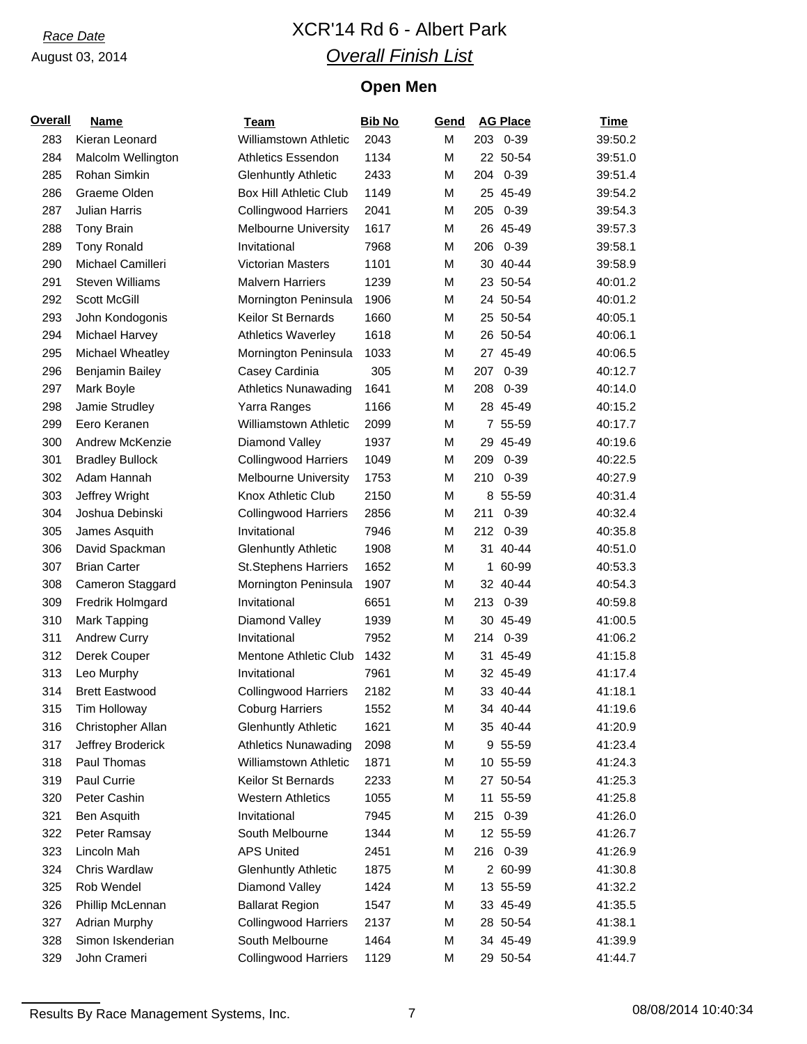*Race Date*

August 03, 2014

# XCR'14 Rd 6 - Albert Park

## *Overall Finish List*

### Open Men

| Overall | Name | Team | Bib No | Gend | AG Place | | Time |
|---|---|---|---|---|---|---|---|
| 283 | Kieran Leonard | Williamstown Athletic | 2043 | M | 203 | 0-39 | 39:50.2 |
| 284 | Malcolm Wellington | Athletics Essendon | 1134 | M | 22 | 50-54 | 39:51.0 |
| 285 | Rohan Simkin | Glenhuntly Athletic | 2433 | M | 204 | 0-39 | 39:51.4 |
| 286 | Graeme Olden | Box Hill Athletic Club | 1149 | M | 25 | 45-49 | 39:54.2 |
| 287 | Julian Harris | Collingwood Harriers | 2041 | M | 205 | 0-39 | 39:54.3 |
| 288 | Tony Brain | Melbourne University | 1617 | M | 26 | 45-49 | 39:57.3 |
| 289 | Tony Ronald | Invitational | 7968 | M | 206 | 0-39 | 39:58.1 |
| 290 | Michael Camilleri | Victorian Masters | 1101 | M | 30 | 40-44 | 39:58.9 |
| 291 | Steven Williams | Malvern Harriers | 1239 | M | 23 | 50-54 | 40:01.2 |
| 292 | Scott McGill | Mornington Peninsula | 1906 | M | 24 | 50-54 | 40:01.2 |
| 293 | John Kondogonis | Keilor St Bernards | 1660 | M | 25 | 50-54 | 40:05.1 |
| 294 | Michael Harvey | Athletics Waverley | 1618 | M | 26 | 50-54 | 40:06.1 |
| 295 | Michael Wheatley | Mornington Peninsula | 1033 | M | 27 | 45-49 | 40:06.5 |
| 296 | Benjamin Bailey | Casey Cardinia | 305 | M | 207 | 0-39 | 40:12.7 |
| 297 | Mark Boyle | Athletics Nunawading | 1641 | M | 208 | 0-39 | 40:14.0 |
| 298 | Jamie Strudley | Yarra Ranges | 1166 | M | 28 | 45-49 | 40:15.2 |
| 299 | Eero Keranen | Williamstown Athletic | 2099 | M | 7 | 55-59 | 40:17.7 |
| 300 | Andrew McKenzie | Diamond Valley | 1937 | M | 29 | 45-49 | 40:19.6 |
| 301 | Bradley Bullock | Collingwood Harriers | 1049 | M | 209 | 0-39 | 40:22.5 |
| 302 | Adam Hannah | Melbourne University | 1753 | M | 210 | 0-39 | 40:27.9 |
| 303 | Jeffrey Wright | Knox Athletic Club | 2150 | M | 8 | 55-59 | 40:31.4 |
| 304 | Joshua Debinski | Collingwood Harriers | 2856 | M | 211 | 0-39 | 40:32.4 |
| 305 | James Asquith | Invitational | 7946 | M | 212 | 0-39 | 40:35.8 |
| 306 | David Spackman | Glenhuntly Athletic | 1908 | M | 31 | 40-44 | 40:51.0 |
| 307 | Brian Carter | St.Stephens Harriers | 1652 | M | 1 | 60-99 | 40:53.3 |
| 308 | Cameron Staggard | Mornington Peninsula | 1907 | M | 32 | 40-44 | 40:54.3 |
| 309 | Fredrik Holmgard | Invitational | 6651 | M | 213 | 0-39 | 40:59.8 |
| 310 | Mark Tapping | Diamond Valley | 1939 | M | 30 | 45-49 | 41:00.5 |
| 311 | Andrew Curry | Invitational | 7952 | M | 214 | 0-39 | 41:06.2 |
| 312 | Derek Couper | Mentone Athletic Club | 1432 | M | 31 | 45-49 | 41:15.8 |
| 313 | Leo Murphy | Invitational | 7961 | M | 32 | 45-49 | 41:17.4 |
| 314 | Brett Eastwood | Collingwood Harriers | 2182 | M | 33 | 40-44 | 41:18.1 |
| 315 | Tim Holloway | Coburg Harriers | 1552 | M | 34 | 40-44 | 41:19.6 |
| 316 | Christopher Allan | Glenhuntly Athletic | 1621 | M | 35 | 40-44 | 41:20.9 |
| 317 | Jeffrey Broderick | Athletics Nunawading | 2098 | M | 9 | 55-59 | 41:23.4 |
| 318 | Paul Thomas | Williamstown Athletic | 1871 | M | 10 | 55-59 | 41:24.3 |
| 319 | Paul Currie | Keilor St Bernards | 2233 | M | 27 | 50-54 | 41:25.3 |
| 320 | Peter Cashin | Western Athletics | 1055 | M | 11 | 55-59 | 41:25.8 |
| 321 | Ben Asquith | Invitational | 7945 | M | 215 | 0-39 | 41:26.0 |
| 322 | Peter Ramsay | South Melbourne | 1344 | M | 12 | 55-59 | 41:26.7 |
| 323 | Lincoln Mah | APS United | 2451 | M | 216 | 0-39 | 41:26.9 |
| 324 | Chris Wardlaw | Glenhuntly Athletic | 1875 | M | 2 | 60-99 | 41:30.8 |
| 325 | Rob Wendel | Diamond Valley | 1424 | M | 13 | 55-59 | 41:32.2 |
| 326 | Phillip McLennan | Ballarat Region | 1547 | M | 33 | 45-49 | 41:35.5 |
| 327 | Adrian Murphy | Collingwood Harriers | 2137 | M | 28 | 50-54 | 41:38.1 |
| 328 | Simon Iskenderian | South Melbourne | 1464 | M | 34 | 45-49 | 41:39.9 |
| 329 | John Crameri | Collingwood Harriers | 1129 | M | 29 | 50-54 | 41:44.7 |

Results By Race Management Systems, Inc. 08/08/2014 10:40:34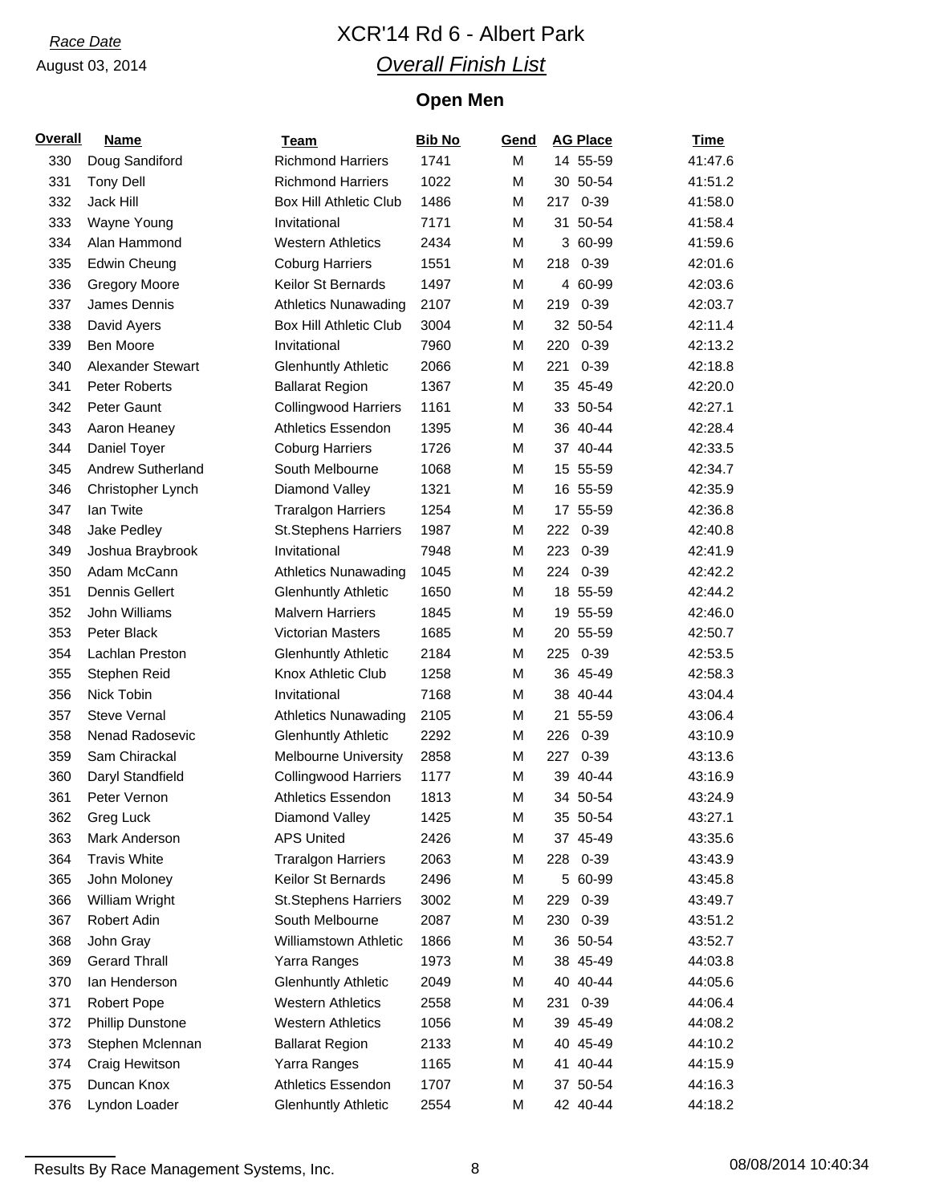*Race Date*
August 03, 2014

# XCR'14 Rd 6 - Albert Park
## *Overall Finish List*

### Open Men

| Overall | Name | Team | Bib No | Gend | AG Place | Time |
|---|---|---|---|---|---|---|
| 330 | Doug Sandiford | Richmond Harriers | 1741 | M | 14 55-59 | 41:47.6 |
| 331 | Tony Dell | Richmond Harriers | 1022 | M | 30 50-54 | 41:51.2 |
| 332 | Jack Hill | Box Hill Athletic Club | 1486 | M | 217 0-39 | 41:58.0 |
| 333 | Wayne Young | Invitational | 7171 | M | 31 50-54 | 41:58.4 |
| 334 | Alan Hammond | Western Athletics | 2434 | M | 3 60-99 | 41:59.6 |
| 335 | Edwin Cheung | Coburg Harriers | 1551 | M | 218 0-39 | 42:01.6 |
| 336 | Gregory Moore | Keilor St Bernards | 1497 | M | 4 60-99 | 42:03.6 |
| 337 | James Dennis | Athletics Nunawading | 2107 | M | 219 0-39 | 42:03.7 |
| 338 | David Ayers | Box Hill Athletic Club | 3004 | M | 32 50-54 | 42:11.4 |
| 339 | Ben Moore | Invitational | 7960 | M | 220 0-39 | 42:13.2 |
| 340 | Alexander Stewart | Glenhuntly Athletic | 2066 | M | 221 0-39 | 42:18.8 |
| 341 | Peter Roberts | Ballarat Region | 1367 | M | 35 45-49 | 42:20.0 |
| 342 | Peter Gaunt | Collingwood Harriers | 1161 | M | 33 50-54 | 42:27.1 |
| 343 | Aaron Heaney | Athletics Essendon | 1395 | M | 36 40-44 | 42:28.4 |
| 344 | Daniel Toyer | Coburg Harriers | 1726 | M | 37 40-44 | 42:33.5 |
| 345 | Andrew Sutherland | South Melbourne | 1068 | M | 15 55-59 | 42:34.7 |
| 346 | Christopher Lynch | Diamond Valley | 1321 | M | 16 55-59 | 42:35.9 |
| 347 | Ian Twite | Traralgon Harriers | 1254 | M | 17 55-59 | 42:36.8 |
| 348 | Jake Pedley | St.Stephens Harriers | 1987 | M | 222 0-39 | 42:40.8 |
| 349 | Joshua Braybrook | Invitational | 7948 | M | 223 0-39 | 42:41.9 |
| 350 | Adam McCann | Athletics Nunawading | 1045 | M | 224 0-39 | 42:42.2 |
| 351 | Dennis Gellert | Glenhuntly Athletic | 1650 | M | 18 55-59 | 42:44.2 |
| 352 | John Williams | Malvern Harriers | 1845 | M | 19 55-59 | 42:46.0 |
| 353 | Peter Black | Victorian Masters | 1685 | M | 20 55-59 | 42:50.7 |
| 354 | Lachlan Preston | Glenhuntly Athletic | 2184 | M | 225 0-39 | 42:53.5 |
| 355 | Stephen Reid | Knox Athletic Club | 1258 | M | 36 45-49 | 42:58.3 |
| 356 | Nick Tobin | Invitational | 7168 | M | 38 40-44 | 43:04.4 |
| 357 | Steve Vernal | Athletics Nunawading | 2105 | M | 21 55-59 | 43:06.4 |
| 358 | Nenad Radosevic | Glenhuntly Athletic | 2292 | M | 226 0-39 | 43:10.9 |
| 359 | Sam Chirackal | Melbourne University | 2858 | M | 227 0-39 | 43:13.6 |
| 360 | Daryl Standfield | Collingwood Harriers | 1177 | M | 39 40-44 | 43:16.9 |
| 361 | Peter Vernon | Athletics Essendon | 1813 | M | 34 50-54 | 43:24.9 |
| 362 | Greg Luck | Diamond Valley | 1425 | M | 35 50-54 | 43:27.1 |
| 363 | Mark Anderson | APS United | 2426 | M | 37 45-49 | 43:35.6 |
| 364 | Travis White | Traralgon Harriers | 2063 | M | 228 0-39 | 43:43.9 |
| 365 | John Moloney | Keilor St Bernards | 2496 | M | 5 60-99 | 43:45.8 |
| 366 | William Wright | St.Stephens Harriers | 3002 | M | 229 0-39 | 43:49.7 |
| 367 | Robert Adin | South Melbourne | 2087 | M | 230 0-39 | 43:51.2 |
| 368 | John Gray | Williamstown Athletic | 1866 | M | 36 50-54 | 43:52.7 |
| 369 | Gerard Thrall | Yarra Ranges | 1973 | M | 38 45-49 | 44:03.8 |
| 370 | Ian Henderson | Glenhuntly Athletic | 2049 | M | 40 40-44 | 44:05.6 |
| 371 | Robert Pope | Western Athletics | 2558 | M | 231 0-39 | 44:06.4 |
| 372 | Phillip Dunstone | Western Athletics | 1056 | M | 39 45-49 | 44:08.2 |
| 373 | Stephen Mclennan | Ballarat Region | 2133 | M | 40 45-49 | 44:10.2 |
| 374 | Craig Hewitson | Yarra Ranges | 1165 | M | 41 40-44 | 44:15.9 |
| 375 | Duncan Knox | Athletics Essendon | 1707 | M | 37 50-54 | 44:16.3 |
| 376 | Lyndon Loader | Glenhuntly Athletic | 2554 | M | 42 40-44 | 44:18.2 |

Results By Race Management Systems, Inc. 08/08/2014 10:40:34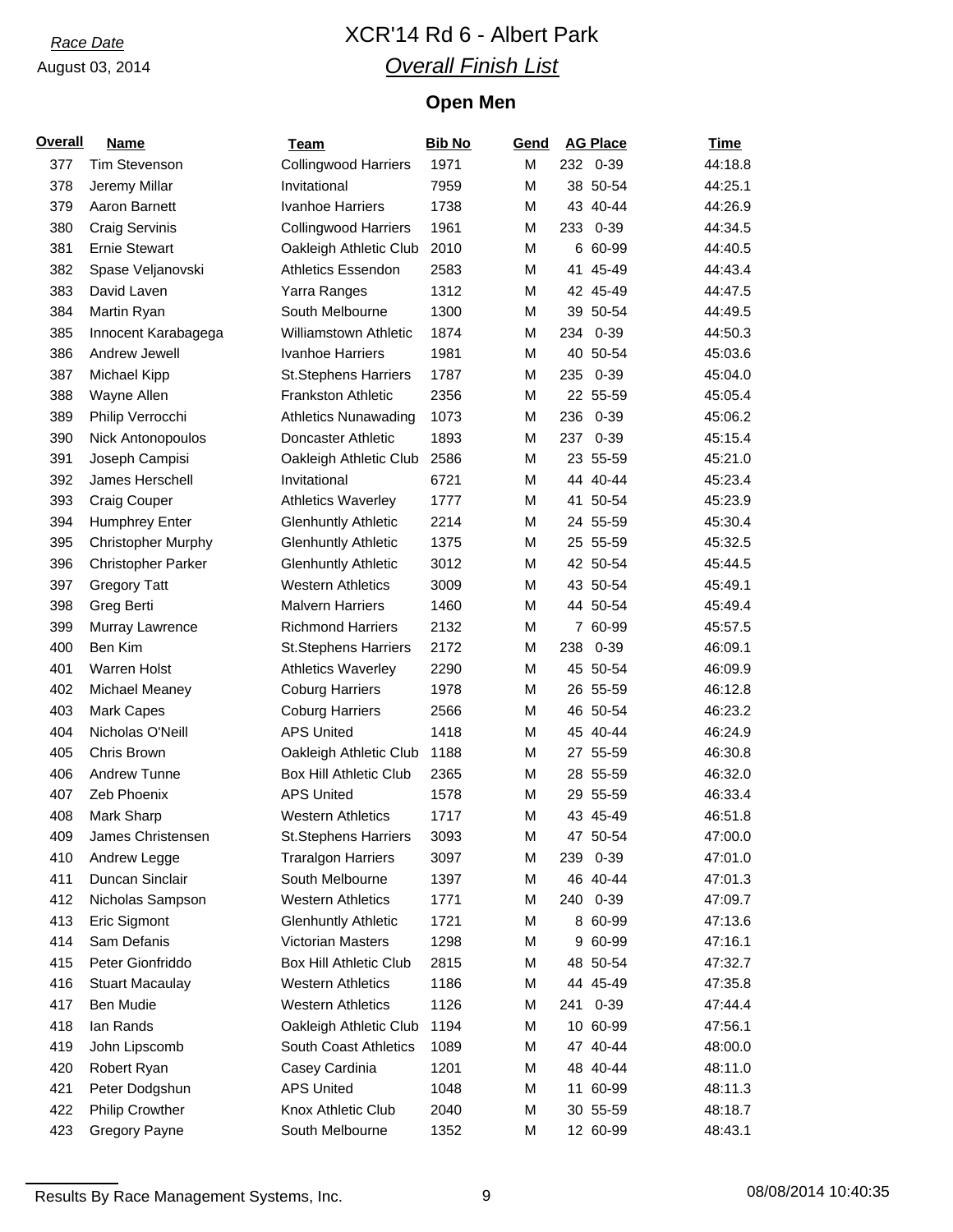*Race Date*

August 03, 2014

# XCR'14 Rd 6 - Albert Park

## *Overall Finish List*

### Open Men

| Overall | Name | Team | Bib No | Gend | AG Place | | Time |
|---|---|---|---|---|---|---|---|
| 377 | Tim Stevenson | Collingwood Harriers | 1971 | M | 232 | 0-39 | 44:18.8 |
| 378 | Jeremy Millar | Invitational | 7959 | M | 38 | 50-54 | 44:25.1 |
| 379 | Aaron Barnett | Ivanhoe Harriers | 1738 | M | 43 | 40-44 | 44:26.9 |
| 380 | Craig Servinis | Collingwood Harriers | 1961 | M | 233 | 0-39 | 44:34.5 |
| 381 | Ernie Stewart | Oakleigh Athletic Club | 2010 | M | 6 | 60-99 | 44:40.5 |
| 382 | Spase Veljanovski | Athletics Essendon | 2583 | M | 41 | 45-49 | 44:43.4 |
| 383 | David Laven | Yarra Ranges | 1312 | M | 42 | 45-49 | 44:47.5 |
| 384 | Martin Ryan | South Melbourne | 1300 | M | 39 | 50-54 | 44:49.5 |
| 385 | Innocent Karabagega | Williamstown Athletic | 1874 | M | 234 | 0-39 | 44:50.3 |
| 386 | Andrew Jewell | Ivanhoe Harriers | 1981 | M | 40 | 50-54 | 45:03.6 |
| 387 | Michael Kipp | St.Stephens Harriers | 1787 | M | 235 | 0-39 | 45:04.0 |
| 388 | Wayne Allen | Frankston Athletic | 2356 | M | 22 | 55-59 | 45:05.4 |
| 389 | Philip Verrocchi | Athletics Nunawading | 1073 | M | 236 | 0-39 | 45:06.2 |
| 390 | Nick Antonopoulos | Doncaster Athletic | 1893 | M | 237 | 0-39 | 45:15.4 |
| 391 | Joseph Campisi | Oakleigh Athletic Club | 2586 | M | 23 | 55-59 | 45:21.0 |
| 392 | James Herschell | Invitational | 6721 | M | 44 | 40-44 | 45:23.4 |
| 393 | Craig Couper | Athletics Waverley | 1777 | M | 41 | 50-54 | 45:23.9 |
| 394 | Humphrey Enter | Glenhuntly Athletic | 2214 | M | 24 | 55-59 | 45:30.4 |
| 395 | Christopher Murphy | Glenhuntly Athletic | 1375 | M | 25 | 55-59 | 45:32.5 |
| 396 | Christopher Parker | Glenhuntly Athletic | 3012 | M | 42 | 50-54 | 45:44.5 |
| 397 | Gregory Tatt | Western Athletics | 3009 | M | 43 | 50-54 | 45:49.1 |
| 398 | Greg Berti | Malvern Harriers | 1460 | M | 44 | 50-54 | 45:49.4 |
| 399 | Murray Lawrence | Richmond Harriers | 2132 | M | 7 | 60-99 | 45:57.5 |
| 400 | Ben Kim | St.Stephens Harriers | 2172 | M | 238 | 0-39 | 46:09.1 |
| 401 | Warren Holst | Athletics Waverley | 2290 | M | 45 | 50-54 | 46:09.9 |
| 402 | Michael Meaney | Coburg Harriers | 1978 | M | 26 | 55-59 | 46:12.8 |
| 403 | Mark Capes | Coburg Harriers | 2566 | M | 46 | 50-54 | 46:23.2 |
| 404 | Nicholas O'Neill | APS United | 1418 | M | 45 | 40-44 | 46:24.9 |
| 405 | Chris Brown | Oakleigh Athletic Club | 1188 | M | 27 | 55-59 | 46:30.8 |
| 406 | Andrew Tunne | Box Hill Athletic Club | 2365 | M | 28 | 55-59 | 46:32.0 |
| 407 | Zeb Phoenix | APS United | 1578 | M | 29 | 55-59 | 46:33.4 |
| 408 | Mark Sharp | Western Athletics | 1717 | M | 43 | 45-49 | 46:51.8 |
| 409 | James Christensen | St.Stephens Harriers | 3093 | M | 47 | 50-54 | 47:00.0 |
| 410 | Andrew Legge | Traralgon Harriers | 3097 | M | 239 | 0-39 | 47:01.0 |
| 411 | Duncan Sinclair | South Melbourne | 1397 | M | 46 | 40-44 | 47:01.3 |
| 412 | Nicholas Sampson | Western Athletics | 1771 | M | 240 | 0-39 | 47:09.7 |
| 413 | Eric Sigmont | Glenhuntly Athletic | 1721 | M | 8 | 60-99 | 47:13.6 |
| 414 | Sam Defanis | Victorian Masters | 1298 | M | 9 | 60-99 | 47:16.1 |
| 415 | Peter Gionfriddo | Box Hill Athletic Club | 2815 | M | 48 | 50-54 | 47:32.7 |
| 416 | Stuart Macaulay | Western Athletics | 1186 | M | 44 | 45-49 | 47:35.8 |
| 417 | Ben Mudie | Western Athletics | 1126 | M | 241 | 0-39 | 47:44.4 |
| 418 | Ian Rands | Oakleigh Athletic Club | 1194 | M | 10 | 60-99 | 47:56.1 |
| 419 | John Lipscomb | South Coast Athletics | 1089 | M | 47 | 40-44 | 48:00.0 |
| 420 | Robert Ryan | Casey Cardinia | 1201 | M | 48 | 40-44 | 48:11.0 |
| 421 | Peter Dodgshun | APS United | 1048 | M | 11 | 60-99 | 48:11.3 |
| 422 | Philip Crowther | Knox Athletic Club | 2040 | M | 30 | 55-59 | 48:18.7 |
| 423 | Gregory Payne | South Melbourne | 1352 | M | 12 | 60-99 | 48:43.1 |

Results By Race Management Systems, Inc. 08/08/2014 10:40:35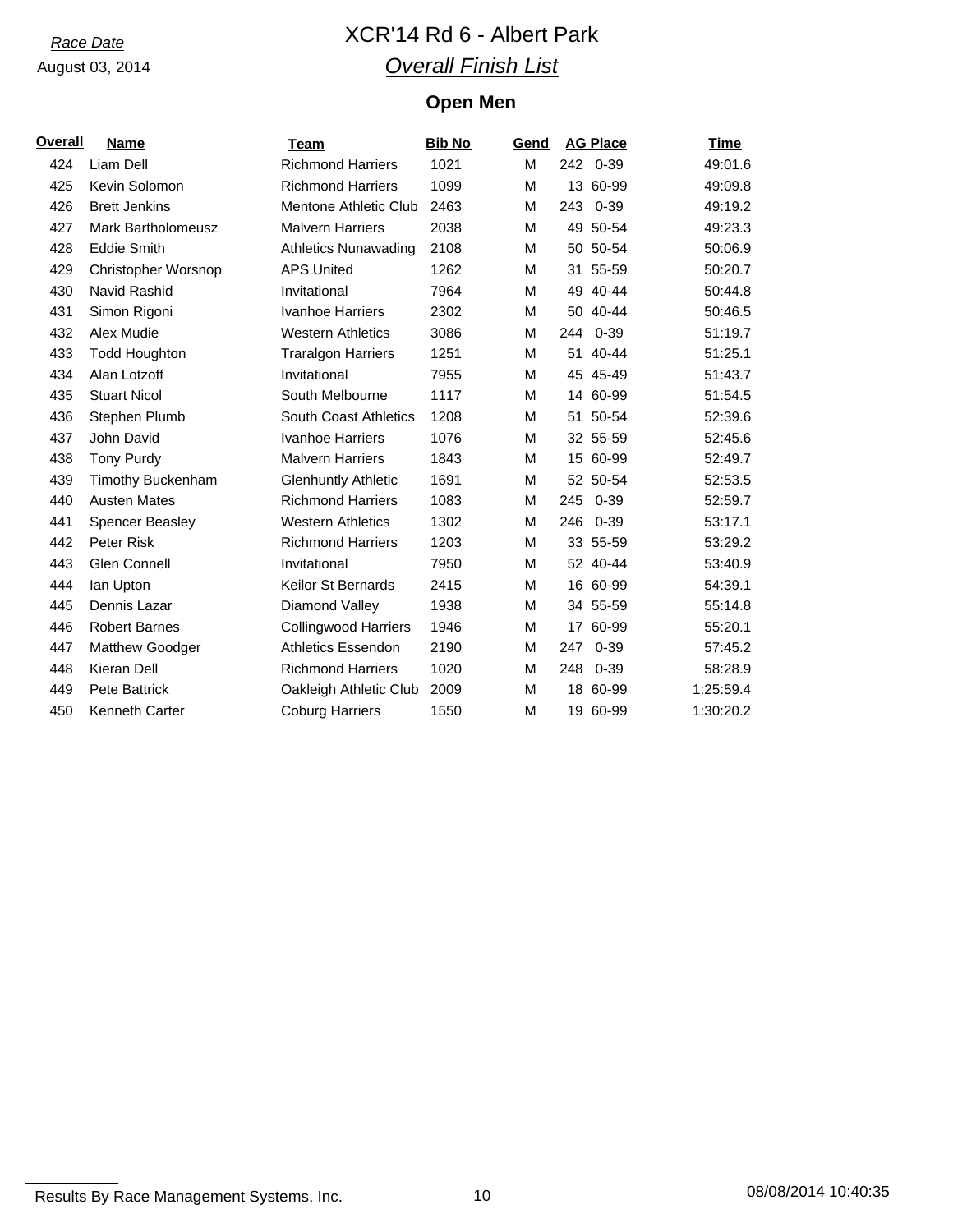*Race Date*

August 03, 2014

# XCR'14 Rd 6 - Albert Park

## *Overall Finish List*

### Open Men

| Overall | Name | Team | Bib No | Gend | AG Place | | Time |
|---|---|---|---|---|---|---|---|
| 424 | Liam Dell | Richmond Harriers | 1021 | M | 242 | 0-39 | 49:01.6 |
| 425 | Kevin Solomon | Richmond Harriers | 1099 | M | 13 | 60-99 | 49:09.8 |
| 426 | Brett Jenkins | Mentone Athletic Club | 2463 | M | 243 | 0-39 | 49:19.2 |
| 427 | Mark Bartholomeusz | Malvern Harriers | 2038 | M | 49 | 50-54 | 49:23.3 |
| 428 | Eddie Smith | Athletics Nunawading | 2108 | M | 50 | 50-54 | 50:06.9 |
| 429 | Christopher Worsnop | APS United | 1262 | M | 31 | 55-59 | 50:20.7 |
| 430 | Navid Rashid | Invitational | 7964 | M | 49 | 40-44 | 50:44.8 |
| 431 | Simon Rigoni | Ivanhoe Harriers | 2302 | M | 50 | 40-44 | 50:46.5 |
| 432 | Alex Mudie | Western Athletics | 3086 | M | 244 | 0-39 | 51:19.7 |
| 433 | Todd Houghton | Traralgon Harriers | 1251 | M | 51 | 40-44 | 51:25.1 |
| 434 | Alan Lotzoff | Invitational | 7955 | M | 45 | 45-49 | 51:43.7 |
| 435 | Stuart Nicol | South Melbourne | 1117 | M | 14 | 60-99 | 51:54.5 |
| 436 | Stephen Plumb | South Coast Athletics | 1208 | M | 51 | 50-54 | 52:39.6 |
| 437 | John David | Ivanhoe Harriers | 1076 | M | 32 | 55-59 | 52:45.6 |
| 438 | Tony Purdy | Malvern Harriers | 1843 | M | 15 | 60-99 | 52:49.7 |
| 439 | Timothy Buckenham | Glenhuntly Athletic | 1691 | M | 52 | 50-54 | 52:53.5 |
| 440 | Austen Mates | Richmond Harriers | 1083 | M | 245 | 0-39 | 52:59.7 |
| 441 | Spencer Beasley | Western Athletics | 1302 | M | 246 | 0-39 | 53:17.1 |
| 442 | Peter Risk | Richmond Harriers | 1203 | M | 33 | 55-59 | 53:29.2 |
| 443 | Glen Connell | Invitational | 7950 | M | 52 | 40-44 | 53:40.9 |
| 444 | Ian Upton | Keilor St Bernards | 2415 | M | 16 | 60-99 | 54:39.1 |
| 445 | Dennis Lazar | Diamond Valley | 1938 | M | 34 | 55-59 | 55:14.8 |
| 446 | Robert Barnes | Collingwood Harriers | 1946 | M | 17 | 60-99 | 55:20.1 |
| 447 | Matthew Goodger | Athletics Essendon | 2190 | M | 247 | 0-39 | 57:45.2 |
| 448 | Kieran Dell | Richmond Harriers | 1020 | M | 248 | 0-39 | 58:28.9 |
| 449 | Pete Battrick | Oakleigh Athletic Club | 2009 | M | 18 | 60-99 | 1:25:59.4 |
| 450 | Kenneth Carter | Coburg Harriers | 1550 | M | 19 | 60-99 | 1:30:20.2 |

Results By Race Management Systems, Inc.    08/08/2014 10:40:35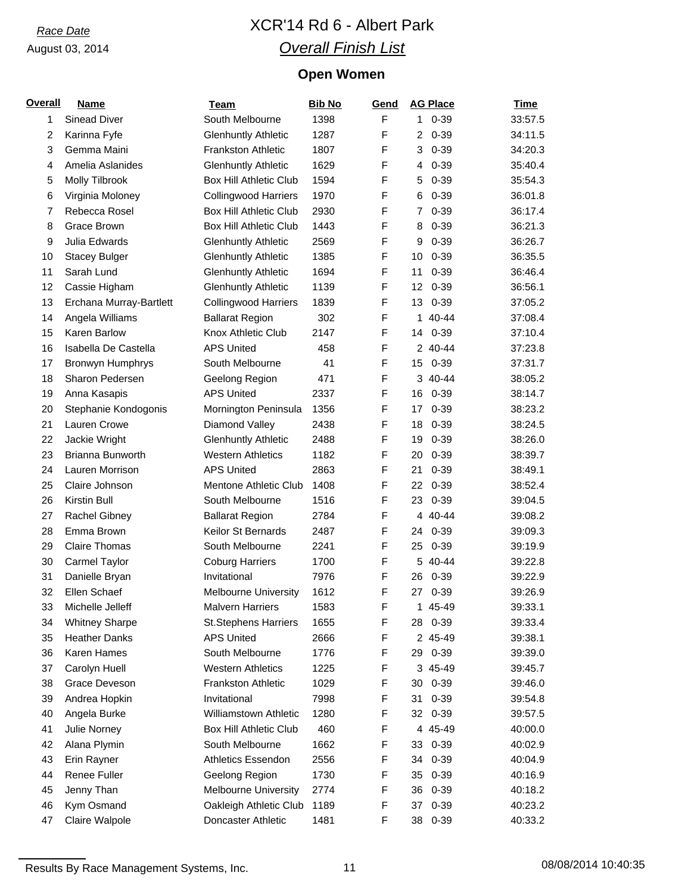*Race Date*

August 03, 2014

# XCR'14 Rd 6 - Albert Park

## *Overall Finish List*

### Open Women

| Overall | Name | Team | Bib No | Gend | AG Place | Time |
|---|---|---|---|---|---|---|
| 1 | Sinead Diver | South Melbourne | 1398 | F | 1 0-39 | 33:57.5 |
| 2 | Karinna Fyfe | Glenhuntly Athletic | 1287 | F | 2 0-39 | 34:11.5 |
| 3 | Gemma Maini | Frankston Athletic | 1807 | F | 3 0-39 | 34:20.3 |
| 4 | Amelia Aslanides | Glenhuntly Athletic | 1629 | F | 4 0-39 | 35:40.4 |
| 5 | Molly Tilbrook | Box Hill Athletic Club | 1594 | F | 5 0-39 | 35:54.3 |
| 6 | Virginia Moloney | Collingwood Harriers | 1970 | F | 6 0-39 | 36:01.8 |
| 7 | Rebecca Rosel | Box Hill Athletic Club | 2930 | F | 7 0-39 | 36:17.4 |
| 8 | Grace Brown | Box Hill Athletic Club | 1443 | F | 8 0-39 | 36:21.3 |
| 9 | Julia Edwards | Glenhuntly Athletic | 2569 | F | 9 0-39 | 36:26.7 |
| 10 | Stacey Bulger | Glenhuntly Athletic | 1385 | F | 10 0-39 | 36:35.5 |
| 11 | Sarah Lund | Glenhuntly Athletic | 1694 | F | 11 0-39 | 36:46.4 |
| 12 | Cassie Higham | Glenhuntly Athletic | 1139 | F | 12 0-39 | 36:56.1 |
| 13 | Erchana Murray-Bartlett | Collingwood Harriers | 1839 | F | 13 0-39 | 37:05.2 |
| 14 | Angela Williams | Ballarat Region | 302 | F | 1 40-44 | 37:08.4 |
| 15 | Karen Barlow | Knox Athletic Club | 2147 | F | 14 0-39 | 37:10.4 |
| 16 | Isabella De Castella | APS United | 458 | F | 2 40-44 | 37:23.8 |
| 17 | Bronwyn Humphrys | South Melbourne | 41 | F | 15 0-39 | 37:31.7 |
| 18 | Sharon Pedersen | Geelong Region | 471 | F | 3 40-44 | 38:05.2 |
| 19 | Anna Kasapis | APS United | 2337 | F | 16 0-39 | 38:14.7 |
| 20 | Stephanie Kondogonis | Mornington Peninsula | 1356 | F | 17 0-39 | 38:23.2 |
| 21 | Lauren Crowe | Diamond Valley | 2438 | F | 18 0-39 | 38:24.5 |
| 22 | Jackie Wright | Glenhuntly Athletic | 2488 | F | 19 0-39 | 38:26.0 |
| 23 | Brianna Bunworth | Western Athletics | 1182 | F | 20 0-39 | 38:39.7 |
| 24 | Lauren Morrison | APS United | 2863 | F | 21 0-39 | 38:49.1 |
| 25 | Claire Johnson | Mentone Athletic Club | 1408 | F | 22 0-39 | 38:52.4 |
| 26 | Kirstin Bull | South Melbourne | 1516 | F | 23 0-39 | 39:04.5 |
| 27 | Rachel Gibney | Ballarat Region | 2784 | F | 4 40-44 | 39:08.2 |
| 28 | Emma Brown | Keilor St Bernards | 2487 | F | 24 0-39 | 39:09.3 |
| 29 | Claire Thomas | South Melbourne | 2241 | F | 25 0-39 | 39:19.9 |
| 30 | Carmel Taylor | Coburg Harriers | 1700 | F | 5 40-44 | 39:22.8 |
| 31 | Danielle Bryan | Invitational | 7976 | F | 26 0-39 | 39:22.9 |
| 32 | Ellen Schaef | Melbourne University | 1612 | F | 27 0-39 | 39:26.9 |
| 33 | Michelle Jelleff | Malvern Harriers | 1583 | F | 1 45-49 | 39:33.1 |
| 34 | Whitney Sharpe | St.Stephens Harriers | 1655 | F | 28 0-39 | 39:33.4 |
| 35 | Heather Danks | APS United | 2666 | F | 2 45-49 | 39:38.1 |
| 36 | Karen Hames | South Melbourne | 1776 | F | 29 0-39 | 39:39.0 |
| 37 | Carolyn Huell | Western Athletics | 1225 | F | 3 45-49 | 39:45.7 |
| 38 | Grace Deveson | Frankston Athletic | 1029 | F | 30 0-39 | 39:46.0 |
| 39 | Andrea Hopkin | Invitational | 7998 | F | 31 0-39 | 39:54.8 |
| 40 | Angela Burke | Williamstown Athletic | 1280 | F | 32 0-39 | 39:57.5 |
| 41 | Julie Norney | Box Hill Athletic Club | 460 | F | 4 45-49 | 40:00.0 |
| 42 | Alana Plymin | South Melbourne | 1662 | F | 33 0-39 | 40:02.9 |
| 43 | Erin Rayner | Athletics Essendon | 2556 | F | 34 0-39 | 40:04.9 |
| 44 | Renee Fuller | Geelong Region | 1730 | F | 35 0-39 | 40:16.9 |
| 45 | Jenny Than | Melbourne University | 2774 | F | 36 0-39 | 40:18.2 |
| 46 | Kym Osmand | Oakleigh Athletic Club | 1189 | F | 37 0-39 | 40:23.2 |
| 47 | Claire Walpole | Doncaster Athletic | 1481 | F | 38 0-39 | 40:33.2 |

Results By Race Management Systems, Inc. 08/08/2014 10:40:35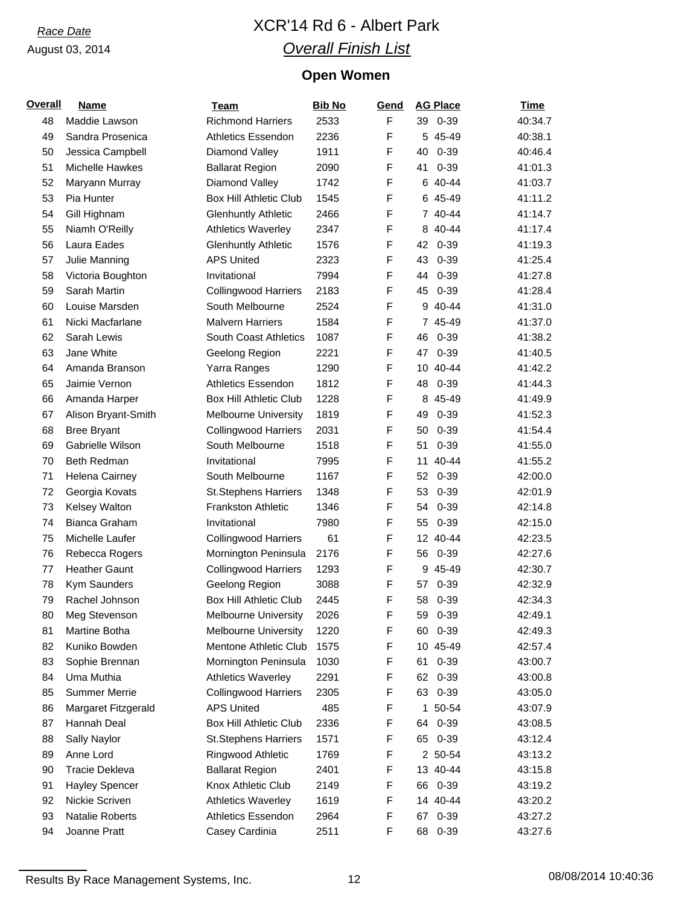*Race Date*

August 03, 2014

# XCR'14 Rd 6 - Albert Park

## *Overall Finish List*

### Open Women

| Overall | Name | Team | Bib No | Gend | AG Place | Time |
|---|---|---|---|---|---|---|
| 48 | Maddie Lawson | Richmond Harriers | 2533 | F | 39 0-39 | 40:34.7 |
| 49 | Sandra Prosenica | Athletics Essendon | 2236 | F | 5 45-49 | 40:38.1 |
| 50 | Jessica Campbell | Diamond Valley | 1911 | F | 40 0-39 | 40:46.4 |
| 51 | Michelle Hawkes | Ballarat Region | 2090 | F | 41 0-39 | 41:01.3 |
| 52 | Maryann Murray | Diamond Valley | 1742 | F | 6 40-44 | 41:03.7 |
| 53 | Pia Hunter | Box Hill Athletic Club | 1545 | F | 6 45-49 | 41:11.2 |
| 54 | Gill Highnam | Glenhuntly Athletic | 2466 | F | 7 40-44 | 41:14.7 |
| 55 | Niamh O'Reilly | Athletics Waverley | 2347 | F | 8 40-44 | 41:17.4 |
| 56 | Laura Eades | Glenhuntly Athletic | 1576 | F | 42 0-39 | 41:19.3 |
| 57 | Julie Manning | APS United | 2323 | F | 43 0-39 | 41:25.4 |
| 58 | Victoria Boughton | Invitational | 7994 | F | 44 0-39 | 41:27.8 |
| 59 | Sarah Martin | Collingwood Harriers | 2183 | F | 45 0-39 | 41:28.4 |
| 60 | Louise Marsden | South Melbourne | 2524 | F | 9 40-44 | 41:31.0 |
| 61 | Nicki Macfarlane | Malvern Harriers | 1584 | F | 7 45-49 | 41:37.0 |
| 62 | Sarah Lewis | South Coast Athletics | 1087 | F | 46 0-39 | 41:38.2 |
| 63 | Jane White | Geelong Region | 2221 | F | 47 0-39 | 41:40.5 |
| 64 | Amanda Branson | Yarra Ranges | 1290 | F | 10 40-44 | 41:42.2 |
| 65 | Jaimie Vernon | Athletics Essendon | 1812 | F | 48 0-39 | 41:44.3 |
| 66 | Amanda Harper | Box Hill Athletic Club | 1228 | F | 8 45-49 | 41:49.9 |
| 67 | Alison Bryant-Smith | Melbourne University | 1819 | F | 49 0-39 | 41:52.3 |
| 68 | Bree Bryant | Collingwood Harriers | 2031 | F | 50 0-39 | 41:54.4 |
| 69 | Gabrielle Wilson | South Melbourne | 1518 | F | 51 0-39 | 41:55.0 |
| 70 | Beth Redman | Invitational | 7995 | F | 11 40-44 | 41:55.2 |
| 71 | Helena Cairney | South Melbourne | 1167 | F | 52 0-39 | 42:00.0 |
| 72 | Georgia Kovats | St.Stephens Harriers | 1348 | F | 53 0-39 | 42:01.9 |
| 73 | Kelsey Walton | Frankston Athletic | 1346 | F | 54 0-39 | 42:14.8 |
| 74 | Bianca Graham | Invitational | 7980 | F | 55 0-39 | 42:15.0 |
| 75 | Michelle Laufer | Collingwood Harriers | 61 | F | 12 40-44 | 42:23.5 |
| 76 | Rebecca Rogers | Mornington Peninsula | 2176 | F | 56 0-39 | 42:27.6 |
| 77 | Heather Gaunt | Collingwood Harriers | 1293 | F | 9 45-49 | 42:30.7 |
| 78 | Kym Saunders | Geelong Region | 3088 | F | 57 0-39 | 42:32.9 |
| 79 | Rachel Johnson | Box Hill Athletic Club | 2445 | F | 58 0-39 | 42:34.3 |
| 80 | Meg Stevenson | Melbourne University | 2026 | F | 59 0-39 | 42:49.1 |
| 81 | Martine Botha | Melbourne University | 1220 | F | 60 0-39 | 42:49.3 |
| 82 | Kuniko Bowden | Mentone Athletic Club | 1575 | F | 10 45-49 | 42:57.4 |
| 83 | Sophie Brennan | Mornington Peninsula | 1030 | F | 61 0-39 | 43:00.7 |
| 84 | Uma Muthia | Athletics Waverley | 2291 | F | 62 0-39 | 43:00.8 |
| 85 | Summer Merrie | Collingwood Harriers | 2305 | F | 63 0-39 | 43:05.0 |
| 86 | Margaret Fitzgerald | APS United | 485 | F | 1 50-54 | 43:07.9 |
| 87 | Hannah Deal | Box Hill Athletic Club | 2336 | F | 64 0-39 | 43:08.5 |
| 88 | Sally Naylor | St.Stephens Harriers | 1571 | F | 65 0-39 | 43:12.4 |
| 89 | Anne Lord | Ringwood Athletic | 1769 | F | 2 50-54 | 43:13.2 |
| 90 | Tracie Dekleva | Ballarat Region | 2401 | F | 13 40-44 | 43:15.8 |
| 91 | Hayley Spencer | Knox Athletic Club | 2149 | F | 66 0-39 | 43:19.2 |
| 92 | Nickie Scriven | Athletics Waverley | 1619 | F | 14 40-44 | 43:20.2 |
| 93 | Natalie Roberts | Athletics Essendon | 2964 | F | 67 0-39 | 43:27.2 |
| 94 | Joanne Pratt | Casey Cardinia | 2511 | F | 68 0-39 | 43:27.6 |

Results By Race Management Systems, Inc. 08/08/2014 10:40:36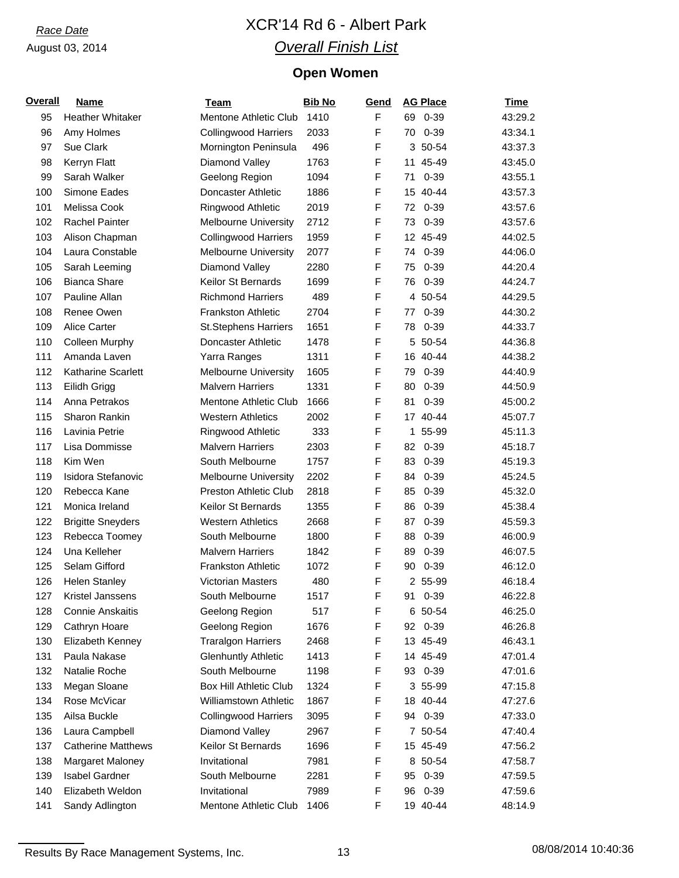*Race Date*

August 03, 2014

# XCR'14 Rd 6 - Albert Park

## *Overall Finish List*

### Open Women

| Overall | Name | Team | Bib No | Gend | AG Place | Time |
|---|---|---|---|---|---|---|
| 95 | Heather Whitaker | Mentone Athletic Club | 1410 | F | 69 0-39 | 43:29.2 |
| 96 | Amy Holmes | Collingwood Harriers | 2033 | F | 70 0-39 | 43:34.1 |
| 97 | Sue Clark | Mornington Peninsula | 496 | F | 3 50-54 | 43:37.3 |
| 98 | Kerryn Flatt | Diamond Valley | 1763 | F | 11 45-49 | 43:45.0 |
| 99 | Sarah Walker | Geelong Region | 1094 | F | 71 0-39 | 43:55.1 |
| 100 | Simone Eades | Doncaster Athletic | 1886 | F | 15 40-44 | 43:57.3 |
| 101 | Melissa Cook | Ringwood Athletic | 2019 | F | 72 0-39 | 43:57.6 |
| 102 | Rachel Painter | Melbourne University | 2712 | F | 73 0-39 | 43:57.6 |
| 103 | Alison Chapman | Collingwood Harriers | 1959 | F | 12 45-49 | 44:02.5 |
| 104 | Laura Constable | Melbourne University | 2077 | F | 74 0-39 | 44:06.0 |
| 105 | Sarah Leeming | Diamond Valley | 2280 | F | 75 0-39 | 44:20.4 |
| 106 | Bianca Share | Keilor St Bernards | 1699 | F | 76 0-39 | 44:24.7 |
| 107 | Pauline Allan | Richmond Harriers | 489 | F | 4 50-54 | 44:29.5 |
| 108 | Renee Owen | Frankston Athletic | 2704 | F | 77 0-39 | 44:30.2 |
| 109 | Alice Carter | St.Stephens Harriers | 1651 | F | 78 0-39 | 44:33.7 |
| 110 | Colleen Murphy | Doncaster Athletic | 1478 | F | 5 50-54 | 44:36.8 |
| 111 | Amanda Laven | Yarra Ranges | 1311 | F | 16 40-44 | 44:38.2 |
| 112 | Katharine Scarlett | Melbourne University | 1605 | F | 79 0-39 | 44:40.9 |
| 113 | Eilidh Grigg | Malvern Harriers | 1331 | F | 80 0-39 | 44:50.9 |
| 114 | Anna Petrakos | Mentone Athletic Club | 1666 | F | 81 0-39 | 45:00.2 |
| 115 | Sharon Rankin | Western Athletics | 2002 | F | 17 40-44 | 45:07.7 |
| 116 | Lavinia Petrie | Ringwood Athletic | 333 | F | 1 55-99 | 45:11.3 |
| 117 | Lisa Dommisse | Malvern Harriers | 2303 | F | 82 0-39 | 45:18.7 |
| 118 | Kim Wen | South Melbourne | 1757 | F | 83 0-39 | 45:19.3 |
| 119 | Isidora Stefanovic | Melbourne University | 2202 | F | 84 0-39 | 45:24.5 |
| 120 | Rebecca Kane | Preston Athletic Club | 2818 | F | 85 0-39 | 45:32.0 |
| 121 | Monica Ireland | Keilor St Bernards | 1355 | F | 86 0-39 | 45:38.4 |
| 122 | Brigitte Sneyders | Western Athletics | 2668 | F | 87 0-39 | 45:59.3 |
| 123 | Rebecca Toomey | South Melbourne | 1800 | F | 88 0-39 | 46:00.9 |
| 124 | Una Kelleher | Malvern Harriers | 1842 | F | 89 0-39 | 46:07.5 |
| 125 | Selam Gifford | Frankston Athletic | 1072 | F | 90 0-39 | 46:12.0 |
| 126 | Helen Stanley | Victorian Masters | 480 | F | 2 55-99 | 46:18.4 |
| 127 | Kristel Janssens | South Melbourne | 1517 | F | 91 0-39 | 46:22.8 |
| 128 | Connie Anskaitis | Geelong Region | 517 | F | 6 50-54 | 46:25.0 |
| 129 | Cathryn Hoare | Geelong Region | 1676 | F | 92 0-39 | 46:26.8 |
| 130 | Elizabeth Kenney | Traralgon Harriers | 2468 | F | 13 45-49 | 46:43.1 |
| 131 | Paula Nakase | Glenhuntly Athletic | 1413 | F | 14 45-49 | 47:01.4 |
| 132 | Natalie Roche | South Melbourne | 1198 | F | 93 0-39 | 47:01.6 |
| 133 | Megan Sloane | Box Hill Athletic Club | 1324 | F | 3 55-99 | 47:15.8 |
| 134 | Rose McVicar | Williamstown Athletic | 1867 | F | 18 40-44 | 47:27.6 |
| 135 | Ailsa Buckle | Collingwood Harriers | 3095 | F | 94 0-39 | 47:33.0 |
| 136 | Laura Campbell | Diamond Valley | 2967 | F | 7 50-54 | 47:40.4 |
| 137 | Catherine Matthews | Keilor St Bernards | 1696 | F | 15 45-49 | 47:56.2 |
| 138 | Margaret Maloney | Invitational | 7981 | F | 8 50-54 | 47:58.7 |
| 139 | Isabel Gardner | South Melbourne | 2281 | F | 95 0-39 | 47:59.5 |
| 140 | Elizabeth Weldon | Invitational | 7989 | F | 96 0-39 | 47:59.6 |
| 141 | Sandy Adlington | Mentone Athletic Club | 1406 | F | 19 40-44 | 48:14.9 |

Results By Race Management Systems, Inc. 08/08/2014 10:40:36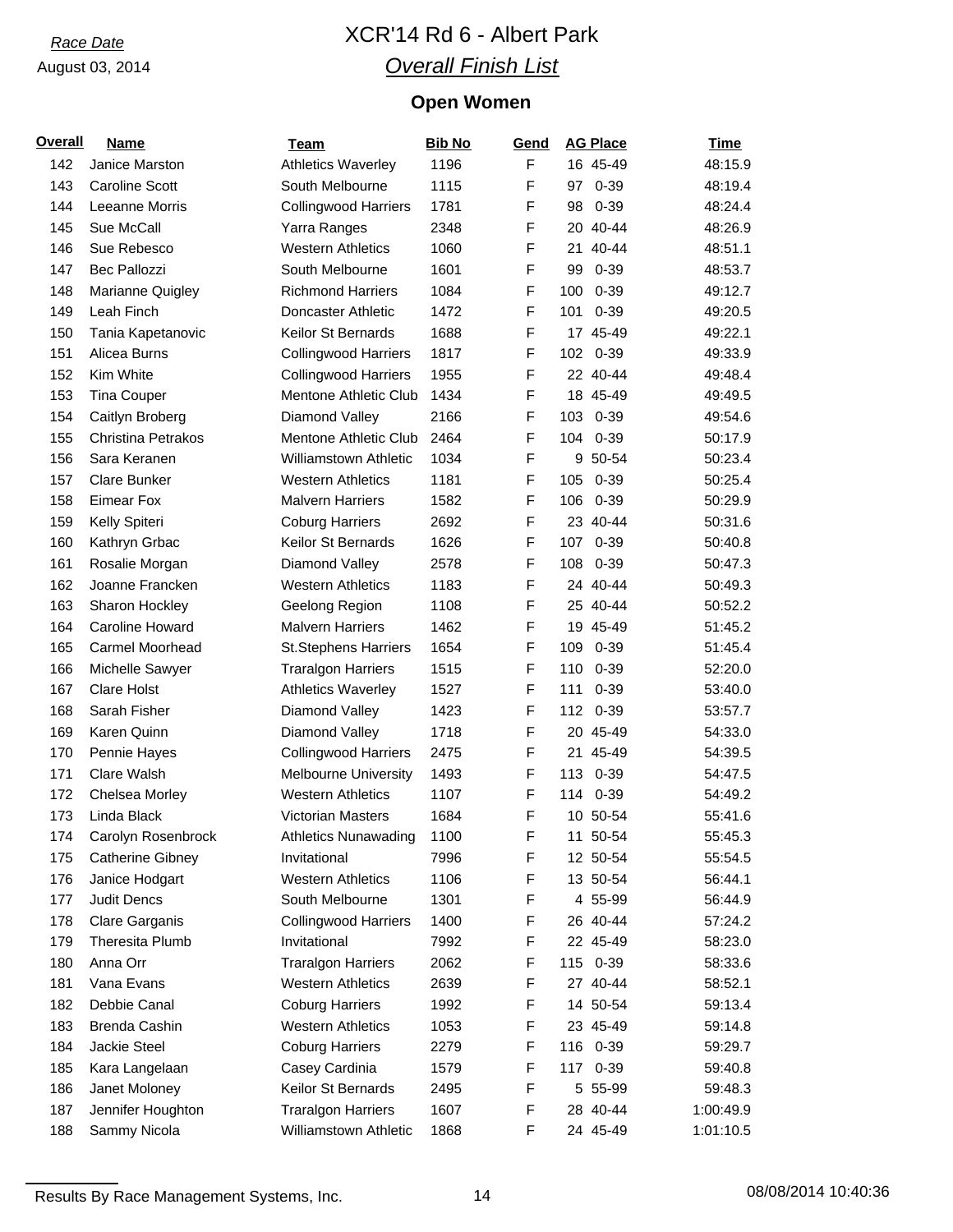*Race Date*

August 03, 2014

# XCR'14 Rd 6 - Albert Park

## *Overall Finish List*

### Open Women

| Overall | Name | Team | Bib No | Gend | AG Place | Time |
|---|---|---|---|---|---|---|
| 142 | Janice Marston | Athletics Waverley | 1196 | F | 16 45-49 | 48:15.9 |
| 143 | Caroline Scott | South Melbourne | 1115 | F | 97 0-39 | 48:19.4 |
| 144 | Leeanne Morris | Collingwood Harriers | 1781 | F | 98 0-39 | 48:24.4 |
| 145 | Sue McCall | Yarra Ranges | 2348 | F | 20 40-44 | 48:26.9 |
| 146 | Sue Rebesco | Western Athletics | 1060 | F | 21 40-44 | 48:51.1 |
| 147 | Bec Pallozzi | South Melbourne | 1601 | F | 99 0-39 | 48:53.7 |
| 148 | Marianne Quigley | Richmond Harriers | 1084 | F | 100 0-39 | 49:12.7 |
| 149 | Leah Finch | Doncaster Athletic | 1472 | F | 101 0-39 | 49:20.5 |
| 150 | Tania Kapetanovic | Keilor St Bernards | 1688 | F | 17 45-49 | 49:22.1 |
| 151 | Alicea Burns | Collingwood Harriers | 1817 | F | 102 0-39 | 49:33.9 |
| 152 | Kim White | Collingwood Harriers | 1955 | F | 22 40-44 | 49:48.4 |
| 153 | Tina Couper | Mentone Athletic Club | 1434 | F | 18 45-49 | 49:49.5 |
| 154 | Caitlyn Broberg | Diamond Valley | 2166 | F | 103 0-39 | 49:54.6 |
| 155 | Christina Petrakos | Mentone Athletic Club | 2464 | F | 104 0-39 | 50:17.9 |
| 156 | Sara Keranen | Williamstown Athletic | 1034 | F | 9 50-54 | 50:23.4 |
| 157 | Clare Bunker | Western Athletics | 1181 | F | 105 0-39 | 50:25.4 |
| 158 | Eimear Fox | Malvern Harriers | 1582 | F | 106 0-39 | 50:29.9 |
| 159 | Kelly Spiteri | Coburg Harriers | 2692 | F | 23 40-44 | 50:31.6 |
| 160 | Kathryn Grbac | Keilor St Bernards | 1626 | F | 107 0-39 | 50:40.8 |
| 161 | Rosalie Morgan | Diamond Valley | 2578 | F | 108 0-39 | 50:47.3 |
| 162 | Joanne Francken | Western Athletics | 1183 | F | 24 40-44 | 50:49.3 |
| 163 | Sharon Hockley | Geelong Region | 1108 | F | 25 40-44 | 50:52.2 |
| 164 | Caroline Howard | Malvern Harriers | 1462 | F | 19 45-49 | 51:45.2 |
| 165 | Carmel Moorhead | St.Stephens Harriers | 1654 | F | 109 0-39 | 51:45.4 |
| 166 | Michelle Sawyer | Traralgon Harriers | 1515 | F | 110 0-39 | 52:20.0 |
| 167 | Clare Holst | Athletics Waverley | 1527 | F | 111 0-39 | 53:40.0 |
| 168 | Sarah Fisher | Diamond Valley | 1423 | F | 112 0-39 | 53:57.7 |
| 169 | Karen Quinn | Diamond Valley | 1718 | F | 20 45-49 | 54:33.0 |
| 170 | Pennie Hayes | Collingwood Harriers | 2475 | F | 21 45-49 | 54:39.5 |
| 171 | Clare Walsh | Melbourne University | 1493 | F | 113 0-39 | 54:47.5 |
| 172 | Chelsea Morley | Western Athletics | 1107 | F | 114 0-39 | 54:49.2 |
| 173 | Linda Black | Victorian Masters | 1684 | F | 10 50-54 | 55:41.6 |
| 174 | Carolyn Rosenbrock | Athletics Nunawading | 1100 | F | 11 50-54 | 55:45.3 |
| 175 | Catherine Gibney | Invitational | 7996 | F | 12 50-54 | 55:54.5 |
| 176 | Janice Hodgart | Western Athletics | 1106 | F | 13 50-54 | 56:44.1 |
| 177 | Judit Dencs | South Melbourne | 1301 | F | 4 55-99 | 56:44.9 |
| 178 | Clare Garganis | Collingwood Harriers | 1400 | F | 26 40-44 | 57:24.2 |
| 179 | Theresita Plumb | Invitational | 7992 | F | 22 45-49 | 58:23.0 |
| 180 | Anna Orr | Traralgon Harriers | 2062 | F | 115 0-39 | 58:33.6 |
| 181 | Vana Evans | Western Athletics | 2639 | F | 27 40-44 | 58:52.1 |
| 182 | Debbie Canal | Coburg Harriers | 1992 | F | 14 50-54 | 59:13.4 |
| 183 | Brenda Cashin | Western Athletics | 1053 | F | 23 45-49 | 59:14.8 |
| 184 | Jackie Steel | Coburg Harriers | 2279 | F | 116 0-39 | 59:29.7 |
| 185 | Kara Langelaan | Casey Cardinia | 1579 | F | 117 0-39 | 59:40.8 |
| 186 | Janet Moloney | Keilor St Bernards | 2495 | F | 5 55-99 | 59:48.3 |
| 187 | Jennifer Houghton | Traralgon Harriers | 1607 | F | 28 40-44 | 1:00:49.9 |
| 188 | Sammy Nicola | Williamstown Athletic | 1868 | F | 24 45-49 | 1:01:10.5 |

Results By Race Management Systems, Inc. 08/08/2014 10:40:36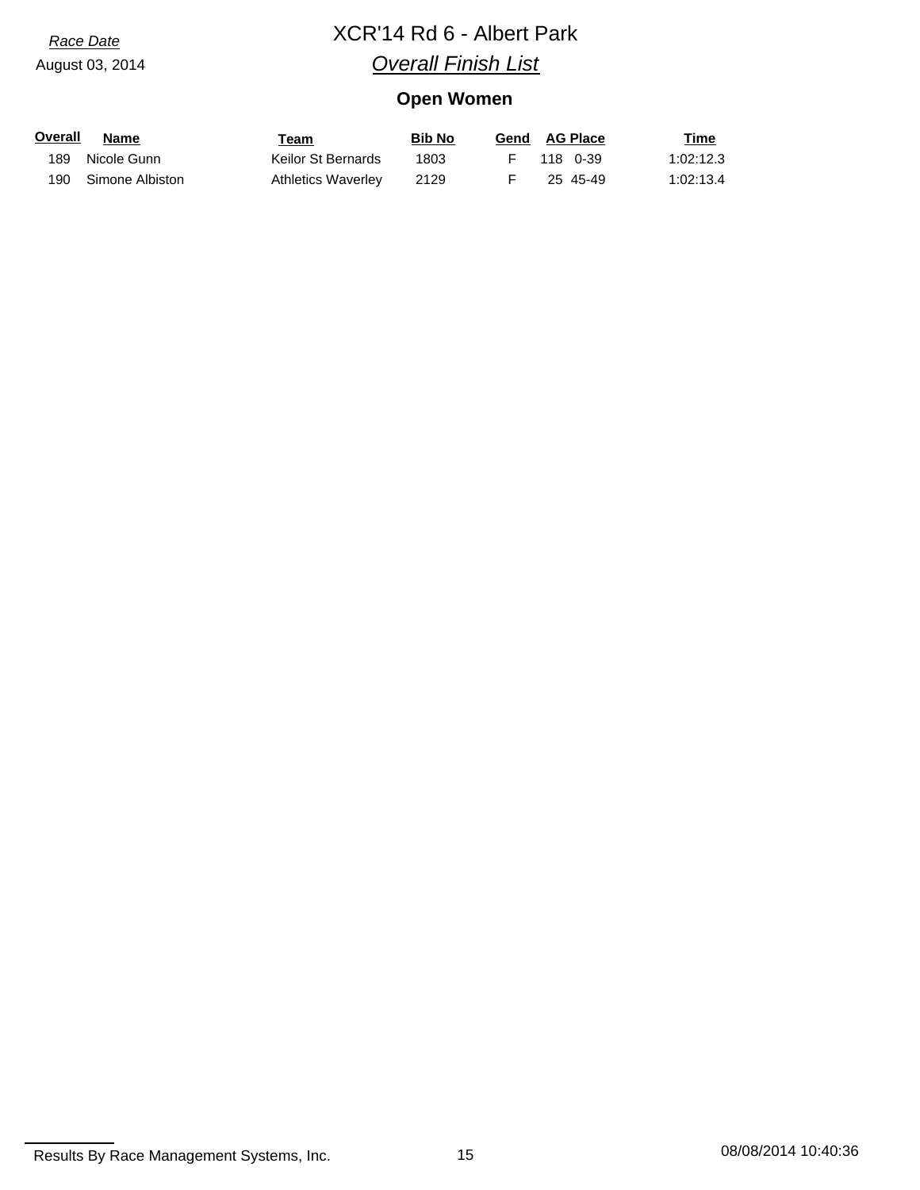*Race Date*

August 03, 2014

# XCR'14 Rd 6 - Albert Park

## *Overall Finish List*

### Open Women

| Overall | Name | Team | Bib No | Gend | AG Place | | Time |
|---|---|---|---|---|---|---|---|
| 189 | Nicole Gunn | Keilor St Bernards | 1803 | F | 118 | 0-39 | 1:02:12.3 |
| 190 | Simone Albiston | Athletics Waverley | 2129 | F | 25 | 45-49 | 1:02:13.4 |

Results By Race Management Systems, Inc.

08/08/2014 10:40:36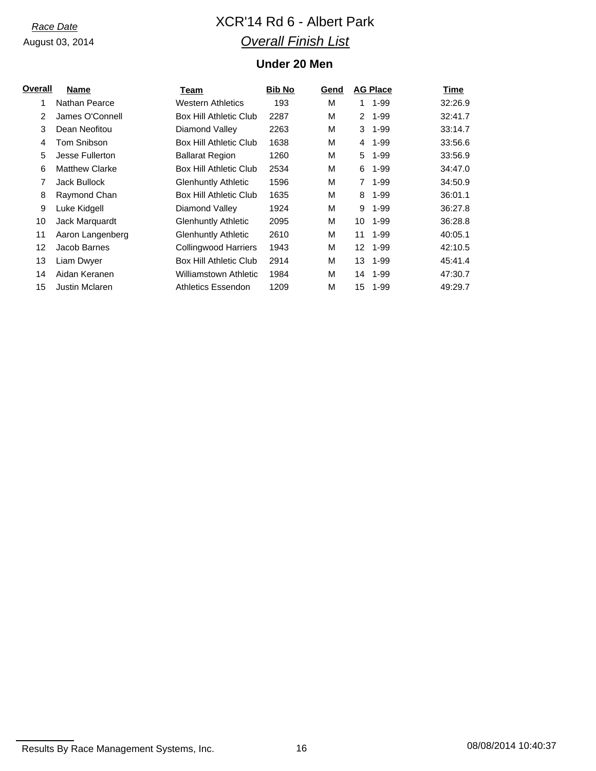*Race Date*

August 03, 2014

# XCR'14 Rd 6 - Albert Park

## *Overall Finish List*

### Under 20 Men

| Overall | Name | Team | Bib No | Gend | AG Place | | Time |
|---|---|---|---|---|---|---|---|
| 1 | Nathan Pearce | Western Athletics | 193 | M | 1 | 1-99 | 32:26.9 |
| 2 | James O'Connell | Box Hill Athletic Club | 2287 | M | 2 | 1-99 | 32:41.7 |
| 3 | Dean Neofitou | Diamond Valley | 2263 | M | 3 | 1-99 | 33:14.7 |
| 4 | Tom Snibson | Box Hill Athletic Club | 1638 | M | 4 | 1-99 | 33:56.6 |
| 5 | Jesse Fullerton | Ballarat Region | 1260 | M | 5 | 1-99 | 33:56.9 |
| 6 | Matthew Clarke | Box Hill Athletic Club | 2534 | M | 6 | 1-99 | 34:47.0 |
| 7 | Jack Bullock | Glenhuntly Athletic | 1596 | M | 7 | 1-99 | 34:50.9 |
| 8 | Raymond Chan | Box Hill Athletic Club | 1635 | M | 8 | 1-99 | 36:01.1 |
| 9 | Luke Kidgell | Diamond Valley | 1924 | M | 9 | 1-99 | 36:27.8 |
| 10 | Jack Marquardt | Glenhuntly Athletic | 2095 | M | 10 | 1-99 | 36:28.8 |
| 11 | Aaron Langenberg | Glenhuntly Athletic | 2610 | M | 11 | 1-99 | 40:05.1 |
| 12 | Jacob Barnes | Collingwood Harriers | 1943 | M | 12 | 1-99 | 42:10.5 |
| 13 | Liam Dwyer | Box Hill Athletic Club | 2914 | M | 13 | 1-99 | 45:41.4 |
| 14 | Aidan Keranen | Williamstown Athletic | 1984 | M | 14 | 1-99 | 47:30.7 |
| 15 | Justin Mclaren | Athletics Essendon | 1209 | M | 15 | 1-99 | 49:29.7 |

Results By Race Management Systems, Inc.

08/08/2014 10:40:37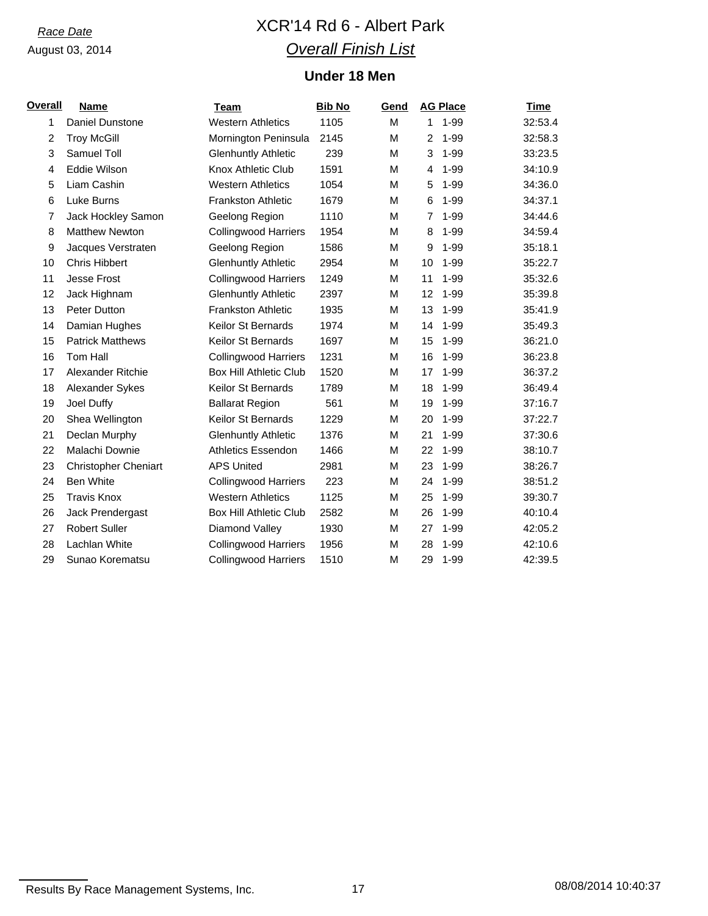*Race Date*

August 03, 2014

# XCR'14 Rd 6 - Albert Park

## *Overall Finish List*

### Under 18 Men

| Overall | Name | Team | Bib No | Gend | AG Place | | Time |
|---|---|---|---|---|---|---|---|
| 1 | Daniel Dunstone | Western Athletics | 1105 | M | 1 | 1-99 | 32:53.4 |
| 2 | Troy McGill | Mornington Peninsula | 2145 | M | 2 | 1-99 | 32:58.3 |
| 3 | Samuel Toll | Glenhuntly Athletic | 239 | M | 3 | 1-99 | 33:23.5 |
| 4 | Eddie Wilson | Knox Athletic Club | 1591 | M | 4 | 1-99 | 34:10.9 |
| 5 | Liam Cashin | Western Athletics | 1054 | M | 5 | 1-99 | 34:36.0 |
| 6 | Luke Burns | Frankston Athletic | 1679 | M | 6 | 1-99 | 34:37.1 |
| 7 | Jack Hockley Samon | Geelong Region | 1110 | M | 7 | 1-99 | 34:44.6 |
| 8 | Matthew Newton | Collingwood Harriers | 1954 | M | 8 | 1-99 | 34:59.4 |
| 9 | Jacques Verstraten | Geelong Region | 1586 | M | 9 | 1-99 | 35:18.1 |
| 10 | Chris Hibbert | Glenhuntly Athletic | 2954 | M | 10 | 1-99 | 35:22.7 |
| 11 | Jesse Frost | Collingwood Harriers | 1249 | M | 11 | 1-99 | 35:32.6 |
| 12 | Jack Highnam | Glenhuntly Athletic | 2397 | M | 12 | 1-99 | 35:39.8 |
| 13 | Peter Dutton | Frankston Athletic | 1935 | M | 13 | 1-99 | 35:41.9 |
| 14 | Damian Hughes | Keilor St Bernards | 1974 | M | 14 | 1-99 | 35:49.3 |
| 15 | Patrick Matthews | Keilor St Bernards | 1697 | M | 15 | 1-99 | 36:21.0 |
| 16 | Tom Hall | Collingwood Harriers | 1231 | M | 16 | 1-99 | 36:23.8 |
| 17 | Alexander Ritchie | Box Hill Athletic Club | 1520 | M | 17 | 1-99 | 36:37.2 |
| 18 | Alexander Sykes | Keilor St Bernards | 1789 | M | 18 | 1-99 | 36:49.4 |
| 19 | Joel Duffy | Ballarat Region | 561 | M | 19 | 1-99 | 37:16.7 |
| 20 | Shea Wellington | Keilor St Bernards | 1229 | M | 20 | 1-99 | 37:22.7 |
| 21 | Declan Murphy | Glenhuntly Athletic | 1376 | M | 21 | 1-99 | 37:30.6 |
| 22 | Malachi Downie | Athletics Essendon | 1466 | M | 22 | 1-99 | 38:10.7 |
| 23 | Christopher Cheniart | APS United | 2981 | M | 23 | 1-99 | 38:26.7 |
| 24 | Ben White | Collingwood Harriers | 223 | M | 24 | 1-99 | 38:51.2 |
| 25 | Travis Knox | Western Athletics | 1125 | M | 25 | 1-99 | 39:30.7 |
| 26 | Jack Prendergast | Box Hill Athletic Club | 2582 | M | 26 | 1-99 | 40:10.4 |
| 27 | Robert Suller | Diamond Valley | 1930 | M | 27 | 1-99 | 42:05.2 |
| 28 | Lachlan White | Collingwood Harriers | 1956 | M | 28 | 1-99 | 42:10.6 |
| 29 | Sunao Korematsu | Collingwood Harriers | 1510 | M | 29 | 1-99 | 42:39.5 |